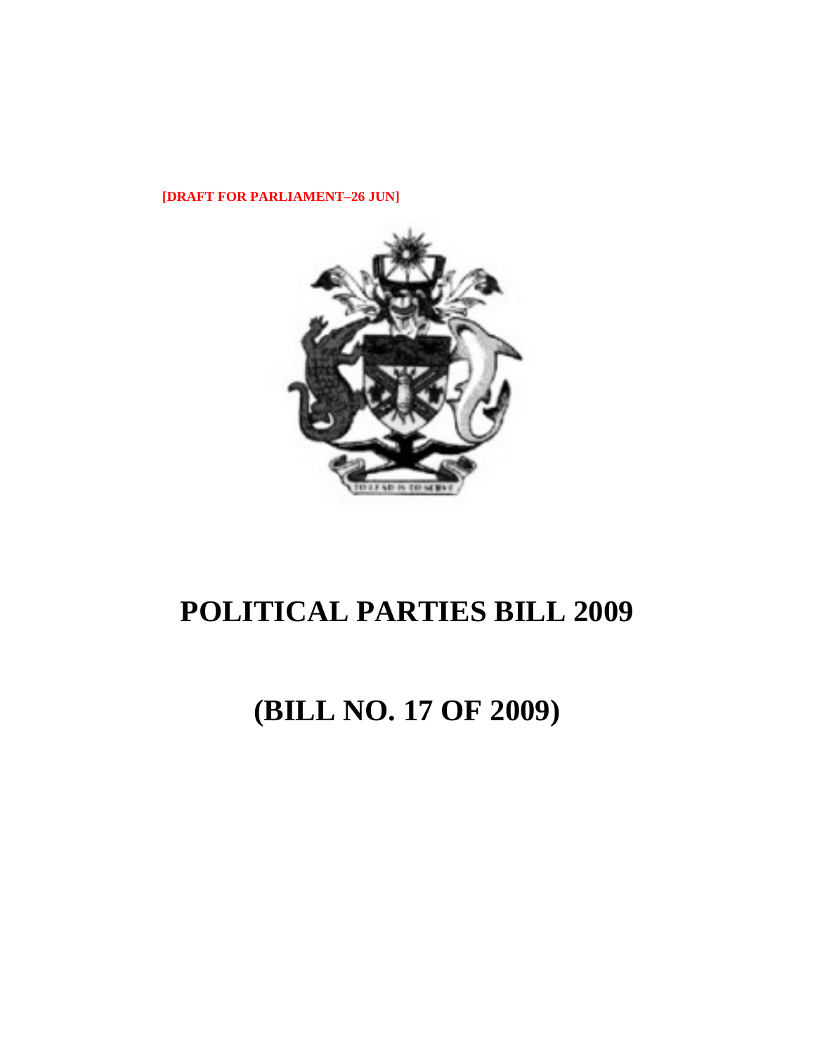[DRAFT FOR PARLIAMENT–26 JUN]

# POLITICAL PARTIES BILL 2009

# (BILL NO. 17 OF 2009)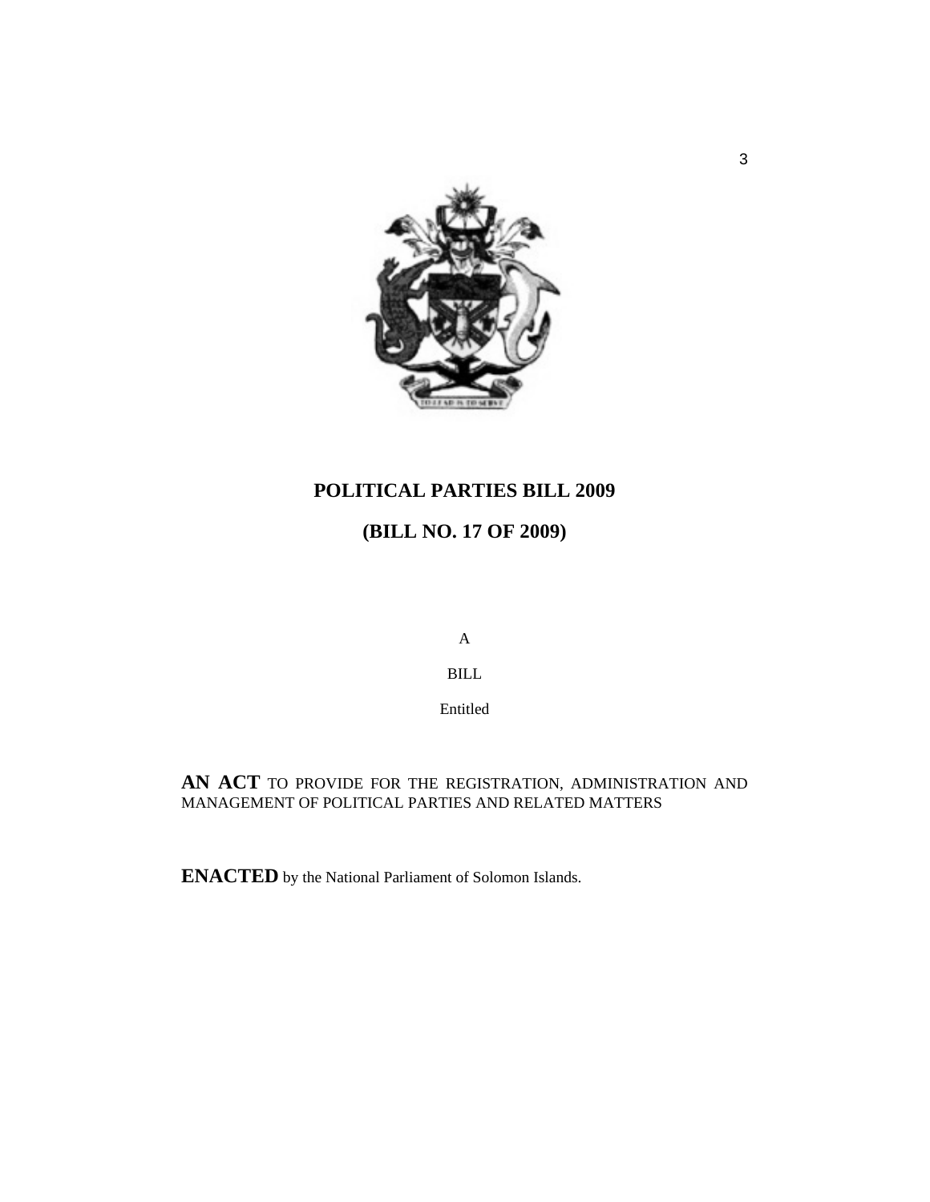# POLITICAL PARTIES BILL 2009

## (BILL NO. 17 OF 2009)

A

BILL

Entitled

**AN ACT** TO PROVIDE FOR THE REGISTRATION, ADMINISTRATION AND MANAGEMENT OF POLITICAL PARTIES AND RELATED MATTERS

**ENACTED** by the National Parliament of Solomon Islands.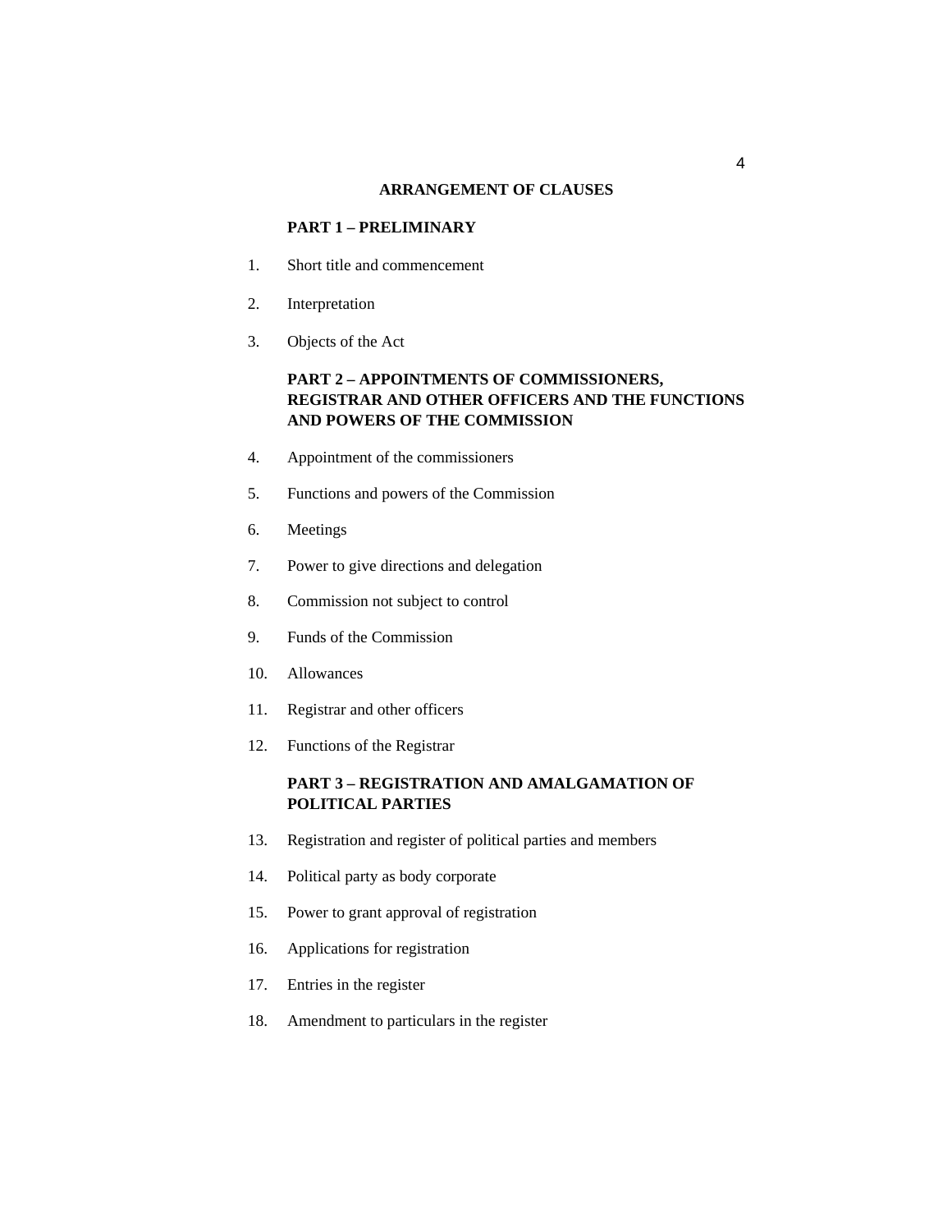## ARRANGEMENT OF CLAUSES

### PART 1 – PRELIMINARY

1. Short title and commencement
2. Interpretation
3. Objects of the Act

### PART 2 – APPOINTMENTS OF COMMISSIONERS, REGISTRAR AND OTHER OFFICERS AND THE FUNCTIONS AND POWERS OF THE COMMISSION

4. Appointment of the commissioners
5. Functions and powers of the Commission
6. Meetings
7. Power to give directions and delegation
8. Commission not subject to control
9. Funds of the Commission
10. Allowances
11. Registrar and other officers
12. Functions of the Registrar

### PART 3 – REGISTRATION AND AMALGAMATION OF POLITICAL PARTIES

13. Registration and register of political parties and members
14. Political party as body corporate
15. Power to grant approval of registration
16. Applications for registration
17. Entries in the register
18. Amendment to particulars in the register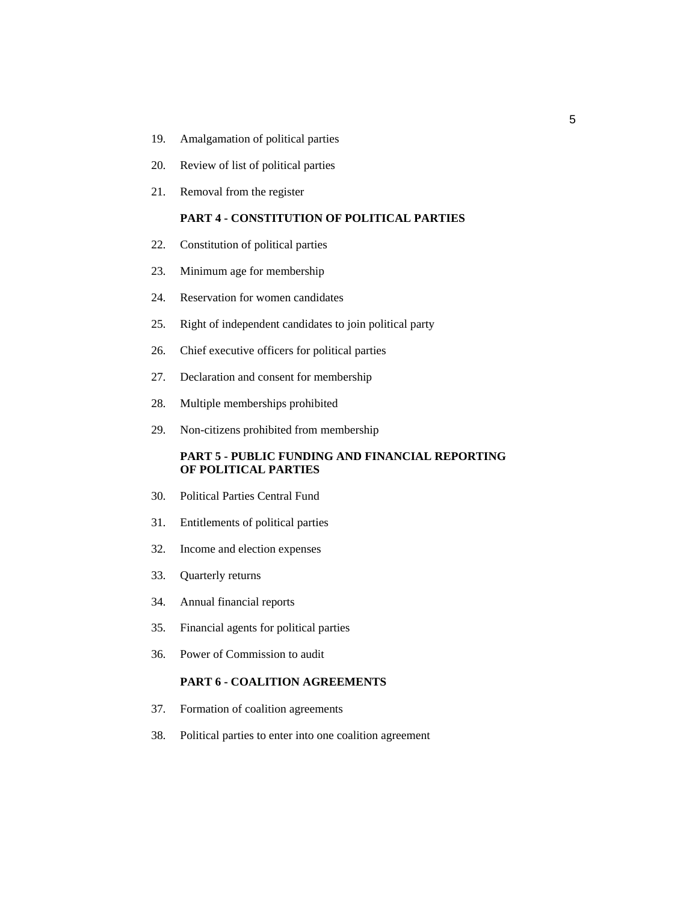19. Amalgamation of political parties

20. Review of list of political parties

21. Removal from the register

**PART 4 - CONSTITUTION OF POLITICAL PARTIES**

22. Constitution of political parties

23. Minimum age for membership

24. Reservation for women candidates

25. Right of independent candidates to join political party

26. Chief executive officers for political parties

27. Declaration and consent for membership

28. Multiple memberships prohibited

29. Non-citizens prohibited from membership

**PART 5 - PUBLIC FUNDING AND FINANCIAL REPORTING OF POLITICAL PARTIES**

30. Political Parties Central Fund

31. Entitlements of political parties

32. Income and election expenses

33. Quarterly returns

34. Annual financial reports

35. Financial agents for political parties

36. Power of Commission to audit

**PART 6 - COALITION AGREEMENTS**

37. Formation of coalition agreements

38. Political parties to enter into one coalition agreement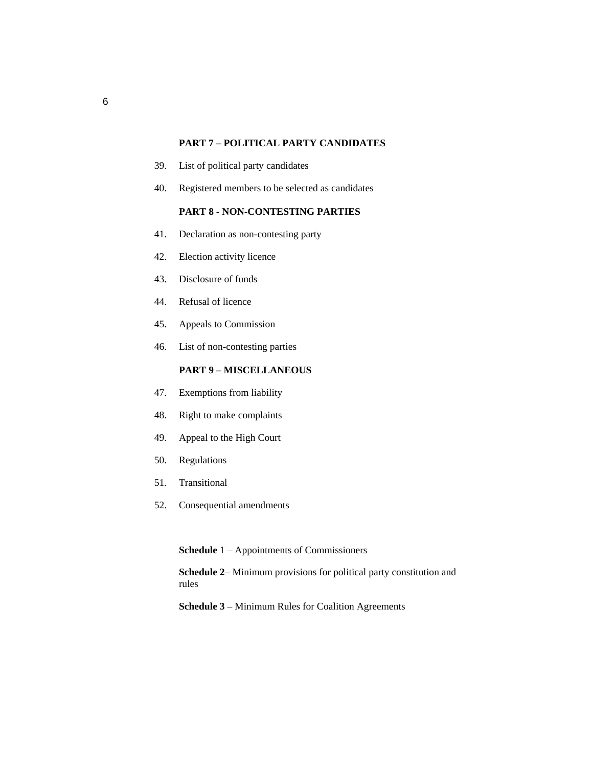**PART 7 – POLITICAL PARTY CANDIDATES**

39. List of political party candidates

40. Registered members to be selected as candidates

**PART 8 - NON-CONTESTING PARTIES**

41. Declaration as non-contesting party

42. Election activity licence

43. Disclosure of funds

44. Refusal of licence

45. Appeals to Commission

46. List of non-contesting parties

**PART 9 – MISCELLANEOUS**

47. Exemptions from liability

48. Right to make complaints

49. Appeal to the High Court

50. Regulations

51. Transitional

52. Consequential amendments

**Schedule** 1 – Appointments of Commissioners

**Schedule 2**– Minimum provisions for political party constitution and rules

**Schedule 3** – Minimum Rules for Coalition Agreements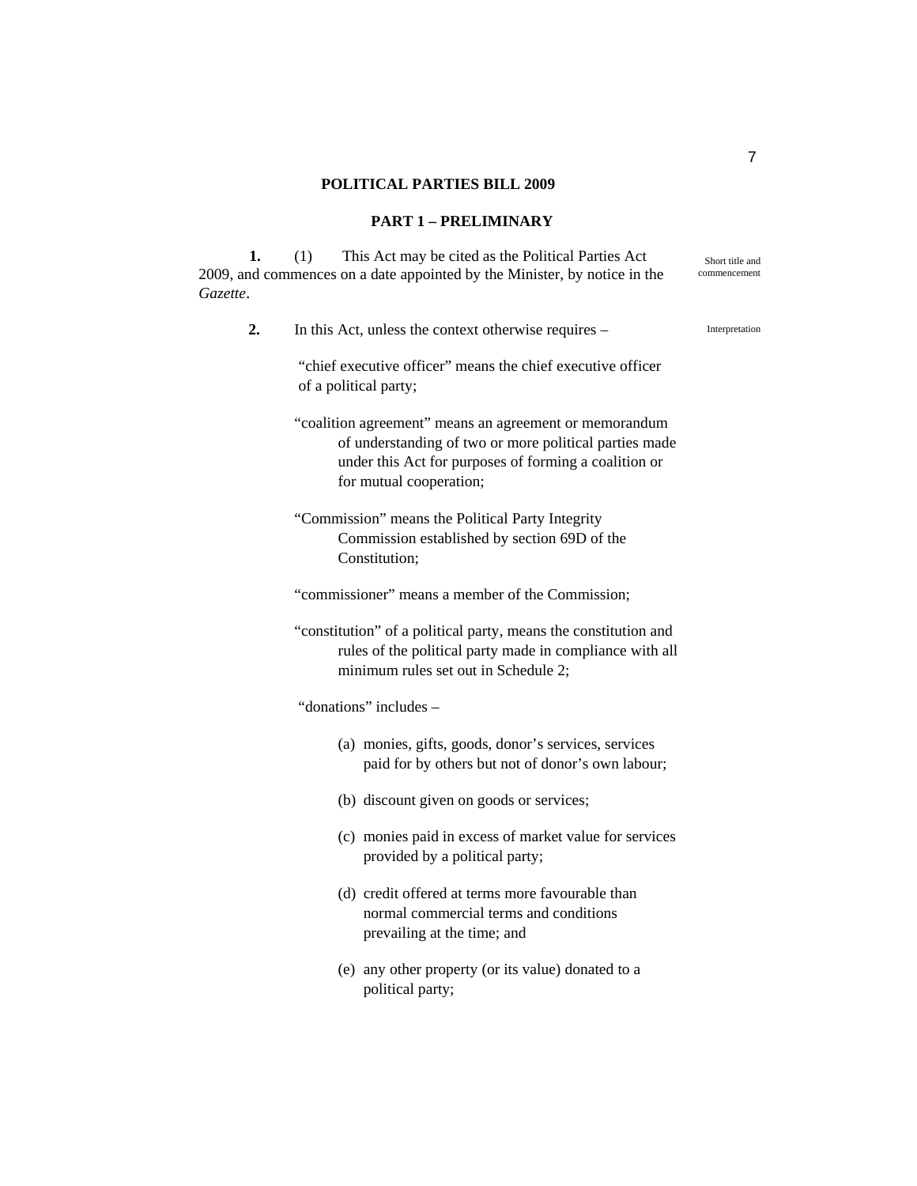# POLITICAL PARTIES BILL 2009

## PART 1 – PRELIMINARY

**1.** (1) This Act may be cited as the Political Parties Act 2009, and commences on a date appointed by the Minister, by notice in the *Gazette*.

Short title and commencement

**2.** In this Act, unless the context otherwise requires –

Interpretation

"chief executive officer" means the chief executive officer of a political party;

"coalition agreement" means an agreement or memorandum of understanding of two or more political parties made under this Act for purposes of forming a coalition or for mutual cooperation;

"Commission" means the Political Party Integrity Commission established by section 69D of the Constitution;

"commissioner" means a member of the Commission;

"constitution" of a political party, means the constitution and rules of the political party made in compliance with all minimum rules set out in Schedule 2;

"donations" includes –

(a) monies, gifts, goods, donor's services, services paid for by others but not of donor's own labour;

(b) discount given on goods or services;

(c) monies paid in excess of market value for services provided by a political party;

(d) credit offered at terms more favourable than normal commercial terms and conditions prevailing at the time; and

(e) any other property (or its value) donated to a political party;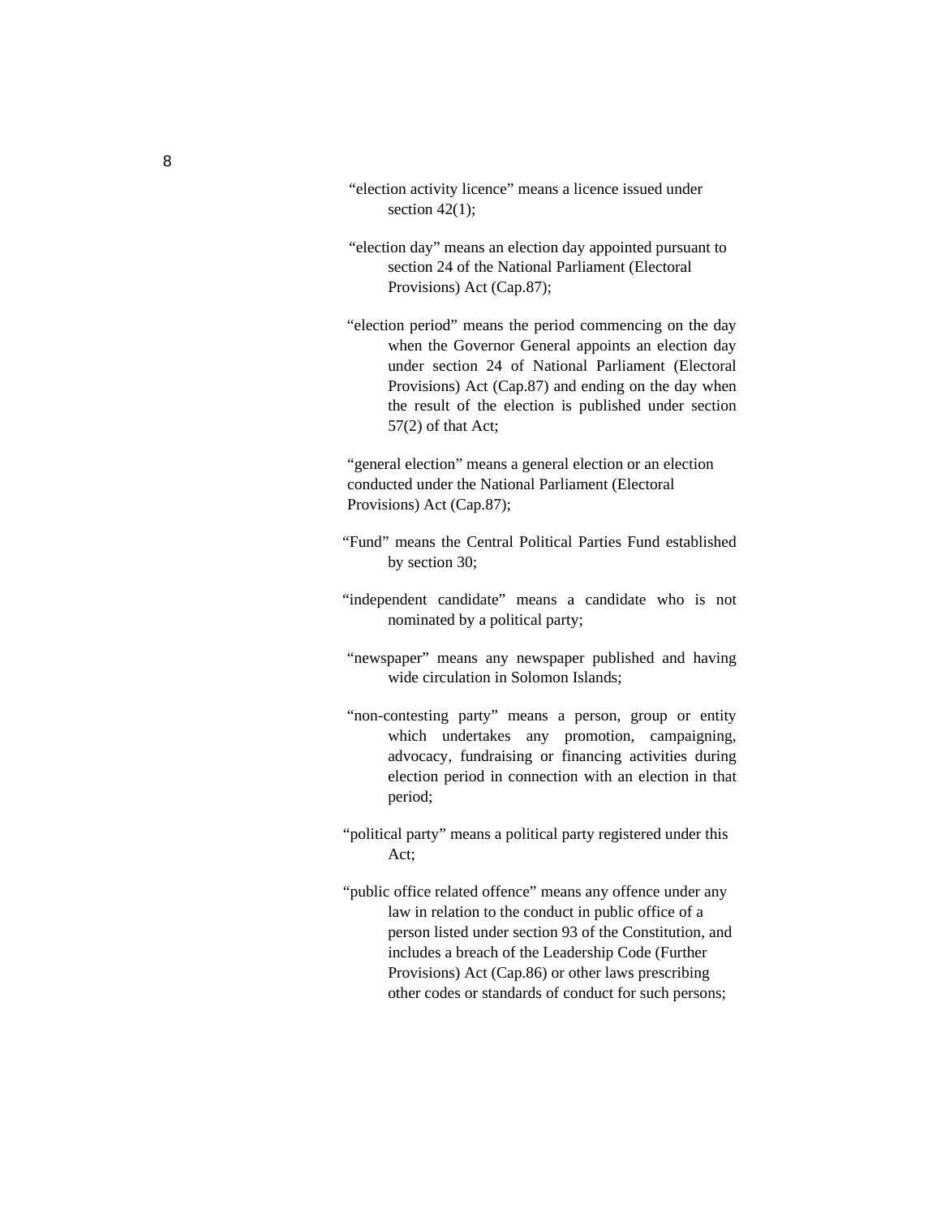"election activity licence" means a licence issued under section 42(1);

"election day" means an election day appointed pursuant to section 24 of the National Parliament (Electoral Provisions) Act (Cap.87);

"election period" means the period commencing on the day when the Governor General appoints an election day under section 24 of National Parliament (Electoral Provisions) Act (Cap.87) and ending on the day when the result of the election is published under section 57(2) of that Act;

"general election" means a general election or an election conducted under the National Parliament (Electoral Provisions) Act (Cap.87);

"Fund" means the Central Political Parties Fund established by section 30;

"independent candidate" means a candidate who is not nominated by a political party;

"newspaper" means any newspaper published and having wide circulation in Solomon Islands;

"non-contesting party" means a person, group or entity which undertakes any promotion, campaigning, advocacy, fundraising or financing activities during election period in connection with an election in that period;

"political party" means a political party registered under this Act;

"public office related offence" means any offence under any law in relation to the conduct in public office of a person listed under section 93 of the Constitution, and includes a breach of the Leadership Code (Further Provisions) Act (Cap.86) or other laws prescribing other codes or standards of conduct for such persons;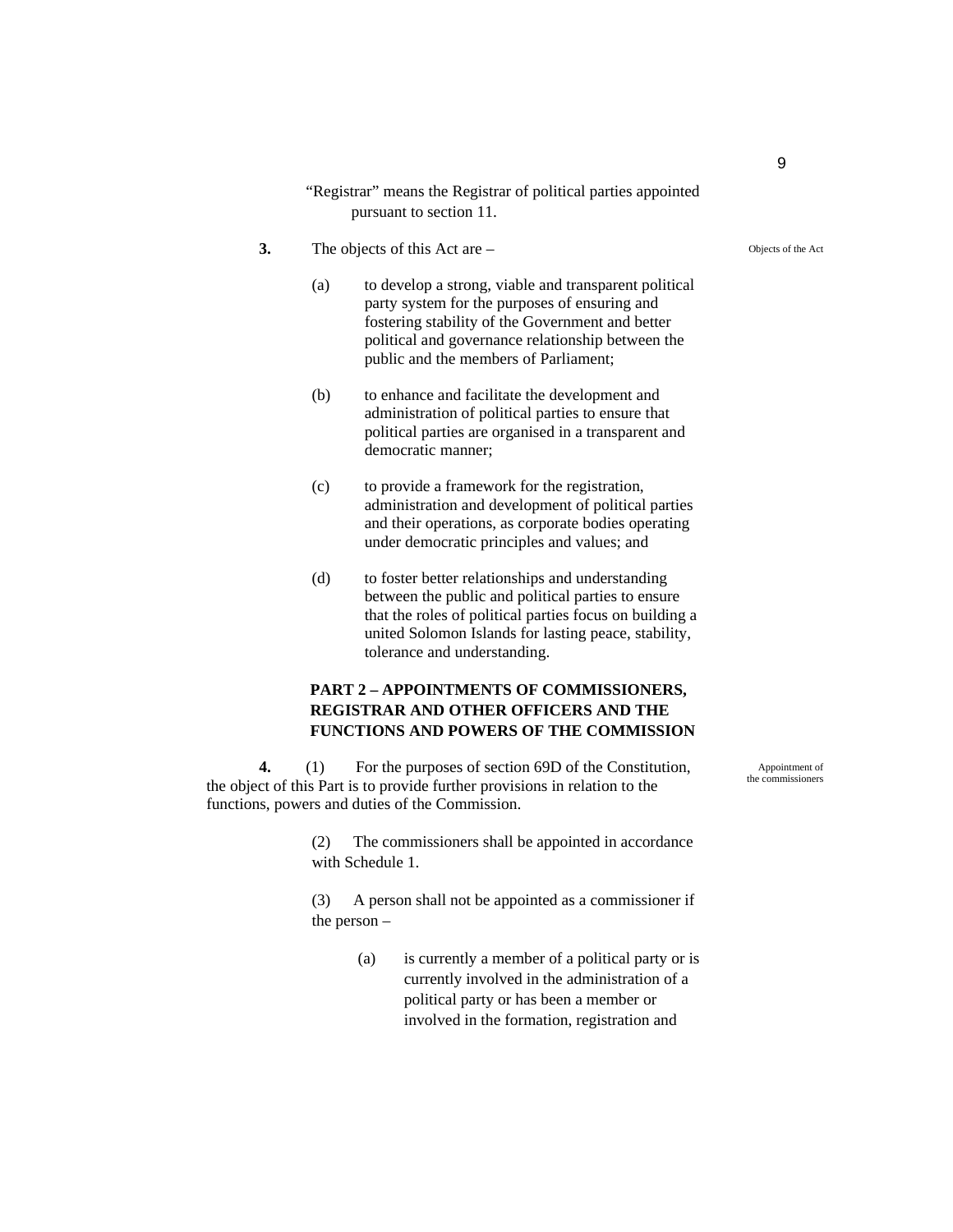"Registrar" means the Registrar of political parties appointed pursuant to section 11.

**3.** The objects of this Act are –

Objects of the Act

(a) to develop a strong, viable and transparent political party system for the purposes of ensuring and fostering stability of the Government and better political and governance relationship between the public and the members of Parliament;

(b) to enhance and facilitate the development and administration of political parties to ensure that political parties are organised in a transparent and democratic manner;

(c) to provide a framework for the registration, administration and development of political parties and their operations, as corporate bodies operating under democratic principles and values; and

(d) to foster better relationships and understanding between the public and political parties to ensure that the roles of political parties focus on building a united Solomon Islands for lasting peace, stability, tolerance and understanding.

## PART 2 – APPOINTMENTS OF COMMISSIONERS, REGISTRAR AND OTHER OFFICERS AND THE FUNCTIONS AND POWERS OF THE COMMISSION

**4.** (1) For the purposes of section 69D of the Constitution, the object of this Part is to provide further provisions in relation to the functions, powers and duties of the Commission.

Appointment of the commissioners

(2) The commissioners shall be appointed in accordance with Schedule 1.

(3) A person shall not be appointed as a commissioner if the person –

(a) is currently a member of a political party or is currently involved in the administration of a political party or has been a member or involved in the formation, registration and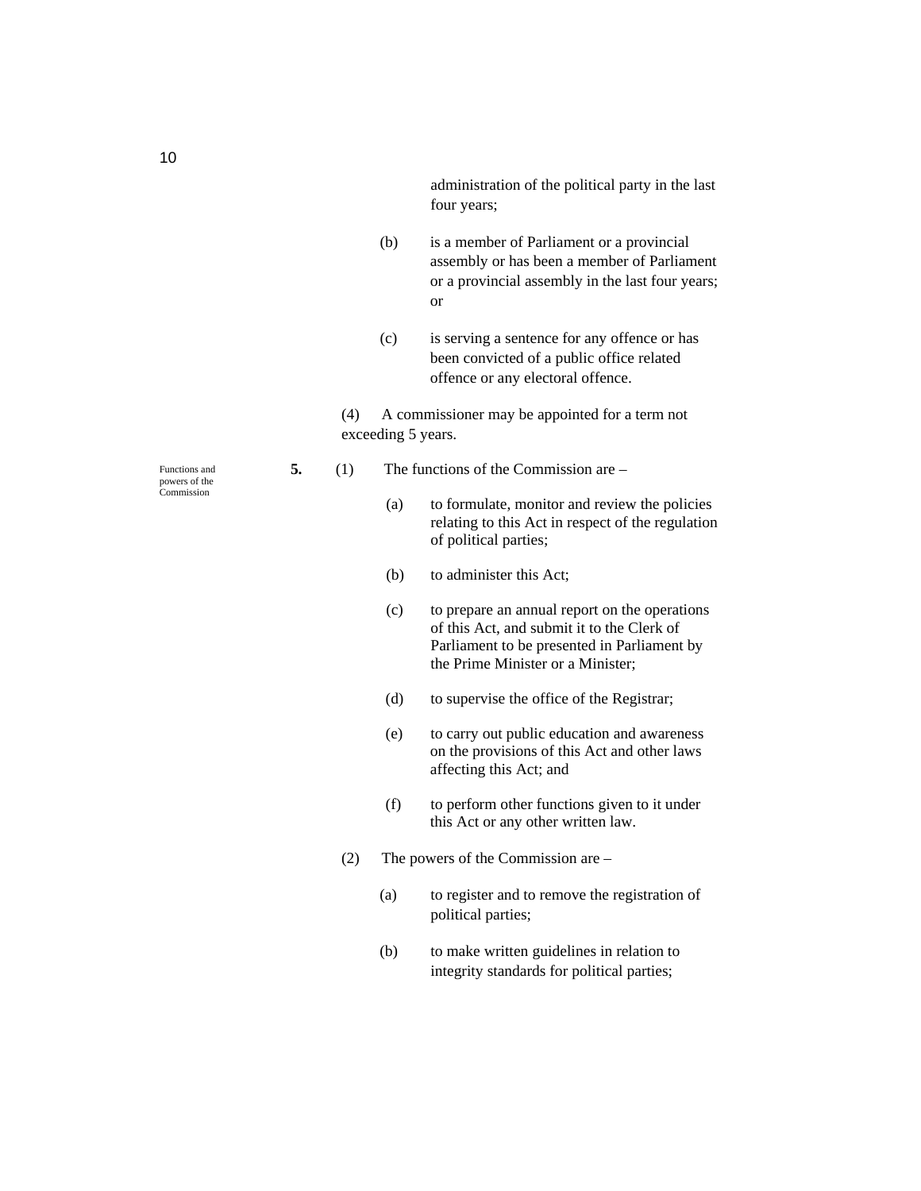administration of the political party in the last four years;

(b) is a member of Parliament or a provincial assembly or has been a member of Parliament or a provincial assembly in the last four years; or

(c) is serving a sentence for any offence or has been convicted of a public office related offence or any electoral offence.

(4) A commissioner may be appointed for a term not exceeding 5 years.

*Functions and powers of the Commission*

**5.** (1) The functions of the Commission are –

(a) to formulate, monitor and review the policies relating to this Act in respect of the regulation of political parties;

(b) to administer this Act;

(c) to prepare an annual report on the operations of this Act, and submit it to the Clerk of Parliament to be presented in Parliament by the Prime Minister or a Minister;

(d) to supervise the office of the Registrar;

(e) to carry out public education and awareness on the provisions of this Act and other laws affecting this Act; and

(f) to perform other functions given to it under this Act or any other written law.

(2) The powers of the Commission are –

(a) to register and to remove the registration of political parties;

(b) to make written guidelines in relation to integrity standards for political parties;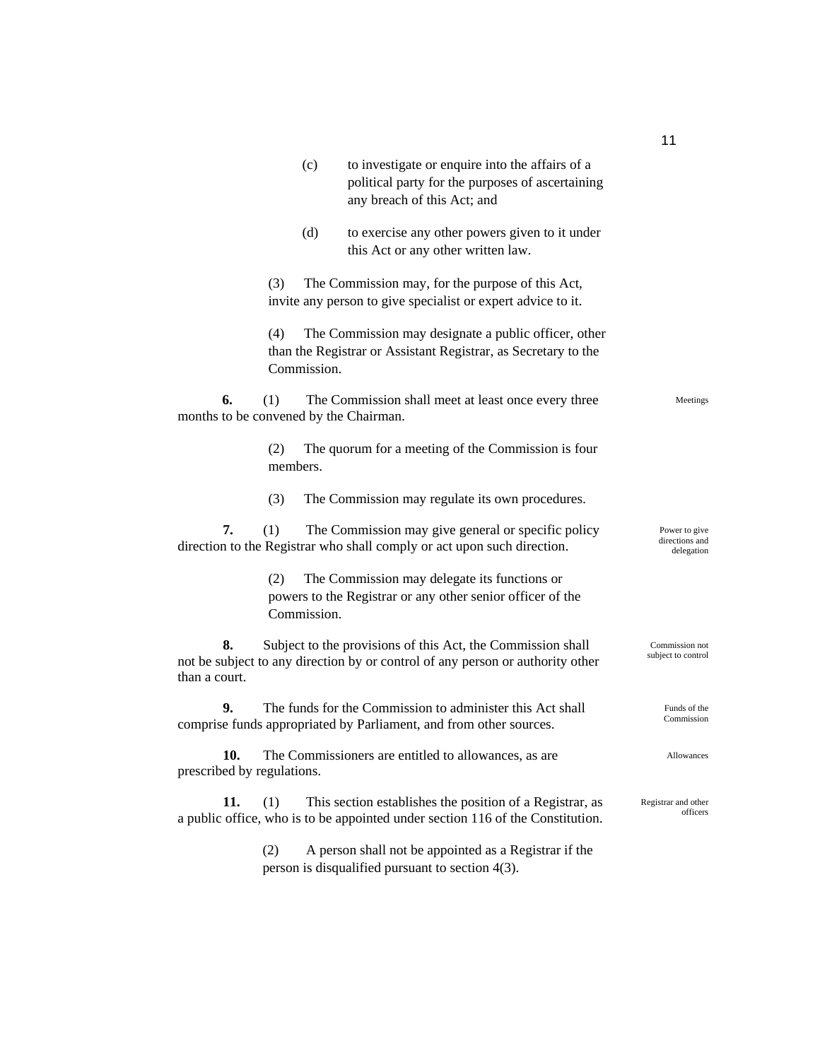(c) to investigate or enquire into the affairs of a political party for the purposes of ascertaining any breach of this Act; and

(d) to exercise any other powers given to it under this Act or any other written law.

(3) The Commission may, for the purpose of this Act, invite any person to give specialist or expert advice to it.

(4) The Commission may designate a public officer, other than the Registrar or Assistant Registrar, as Secretary to the Commission.

*Meetings*

**6.** (1) The Commission shall meet at least once every three months to be convened by the Chairman.

(2) The quorum for a meeting of the Commission is four members.

(3) The Commission may regulate its own procedures.

*Power to give directions and delegation*

**7.** (1) The Commission may give general or specific policy direction to the Registrar who shall comply or act upon such direction.

(2) The Commission may delegate its functions or powers to the Registrar or any other senior officer of the Commission.

*Commission not subject to control*

**8.** Subject to the provisions of this Act, the Commission shall not be subject to any direction by or control of any person or authority other than a court.

*Funds of the Commission*

**9.** The funds for the Commission to administer this Act shall comprise funds appropriated by Parliament, and from other sources.

*Allowances*

**10.** The Commissioners are entitled to allowances, as are prescribed by regulations.

*Registrar and other officers*

**11.** (1) This section establishes the position of a Registrar, as a public office, who is to be appointed under section 116 of the Constitution.

(2) A person shall not be appointed as a Registrar if the person is disqualified pursuant to section 4(3).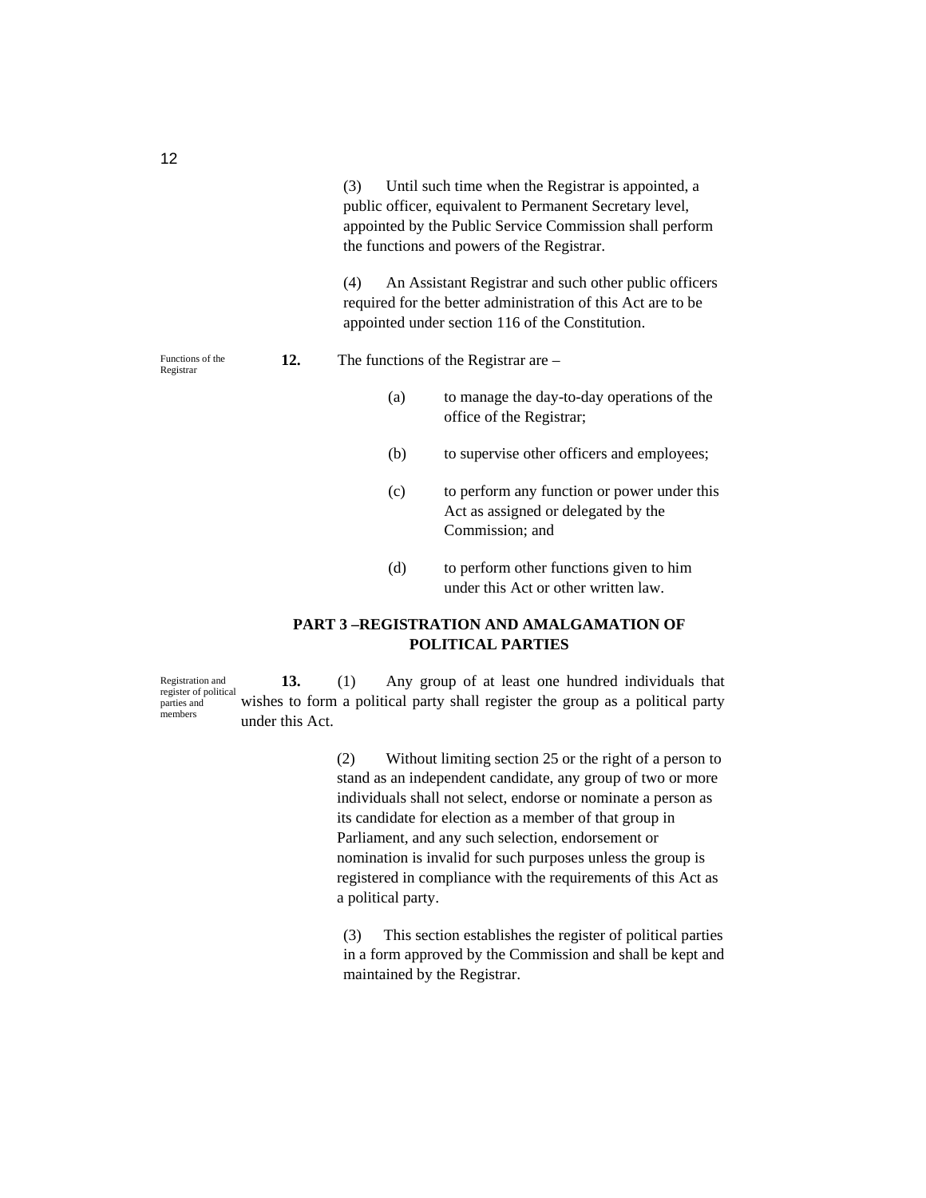(3) Until such time when the Registrar is appointed, a public officer, equivalent to Permanent Secretary level, appointed by the Public Service Commission shall perform the functions and powers of the Registrar.

(4) An Assistant Registrar and such other public officers required for the better administration of this Act are to be appointed under section 116 of the Constitution.

*Functions of the Registrar*

**12.** The functions of the Registrar are –

(a) to manage the day-to-day operations of the office of the Registrar;

(b) to supervise other officers and employees;

(c) to perform any function or power under this Act as assigned or delegated by the Commission; and

(d) to perform other functions given to him under this Act or other written law.

## PART 3 –REGISTRATION AND AMALGAMATION OF POLITICAL PARTIES

*Registration and register of political parties and members*

**13.** (1) Any group of at least one hundred individuals that wishes to form a political party shall register the group as a political party under this Act.

(2) Without limiting section 25 or the right of a person to stand as an independent candidate, any group of two or more individuals shall not select, endorse or nominate a person as its candidate for election as a member of that group in Parliament, and any such selection, endorsement or nomination is invalid for such purposes unless the group is registered in compliance with the requirements of this Act as a political party.

(3) This section establishes the register of political parties in a form approved by the Commission and shall be kept and maintained by the Registrar.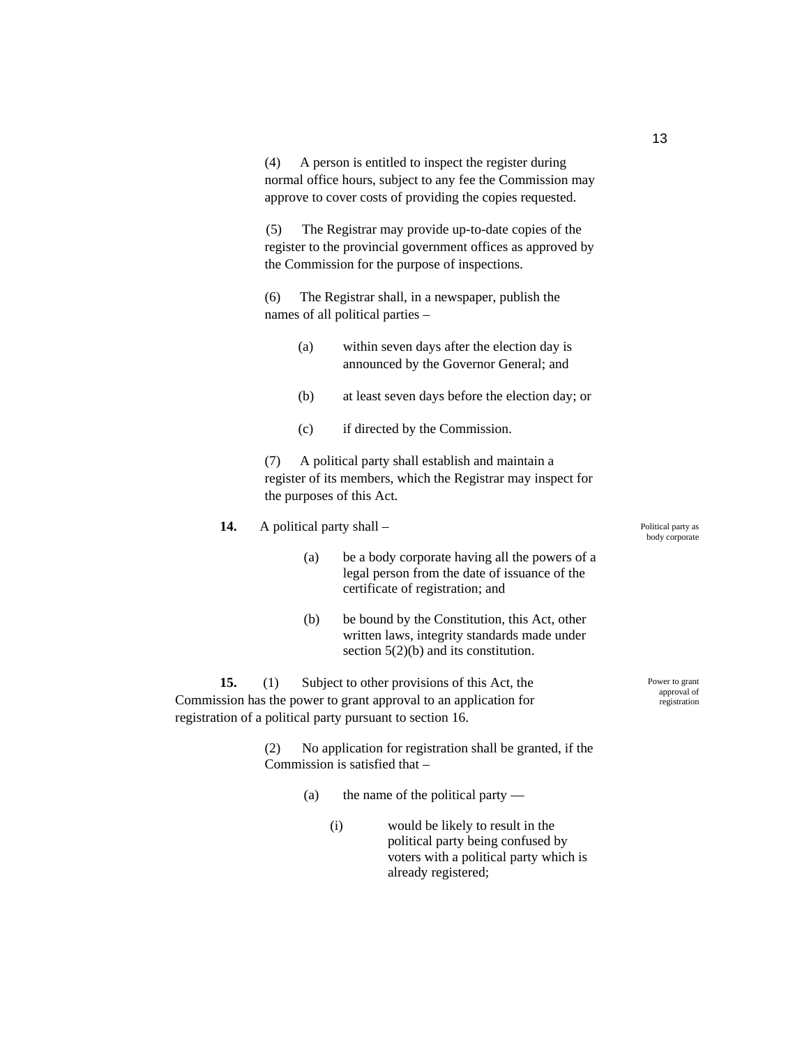(4) A person is entitled to inspect the register during normal office hours, subject to any fee the Commission may approve to cover costs of providing the copies requested.

(5) The Registrar may provide up-to-date copies of the register to the provincial government offices as approved by the Commission for the purpose of inspections.

(6) The Registrar shall, in a newspaper, publish the names of all political parties –

(a) within seven days after the election day is announced by the Governor General; and

(b) at least seven days before the election day; or

(c) if directed by the Commission.

(7) A political party shall establish and maintain a register of its members, which the Registrar may inspect for the purposes of this Act.

*Political party as body corporate*

**14.** A political party shall –

(a) be a body corporate having all the powers of a legal person from the date of issuance of the certificate of registration; and

(b) be bound by the Constitution, this Act, other written laws, integrity standards made under section 5(2)(b) and its constitution.

*Power to grant approval of registration*

**15.** (1) Subject to other provisions of this Act, the Commission has the power to grant approval to an application for registration of a political party pursuant to section 16.

(2) No application for registration shall be granted, if the Commission is satisfied that –

(a) the name of the political party —

(i) would be likely to result in the political party being confused by voters with a political party which is already registered;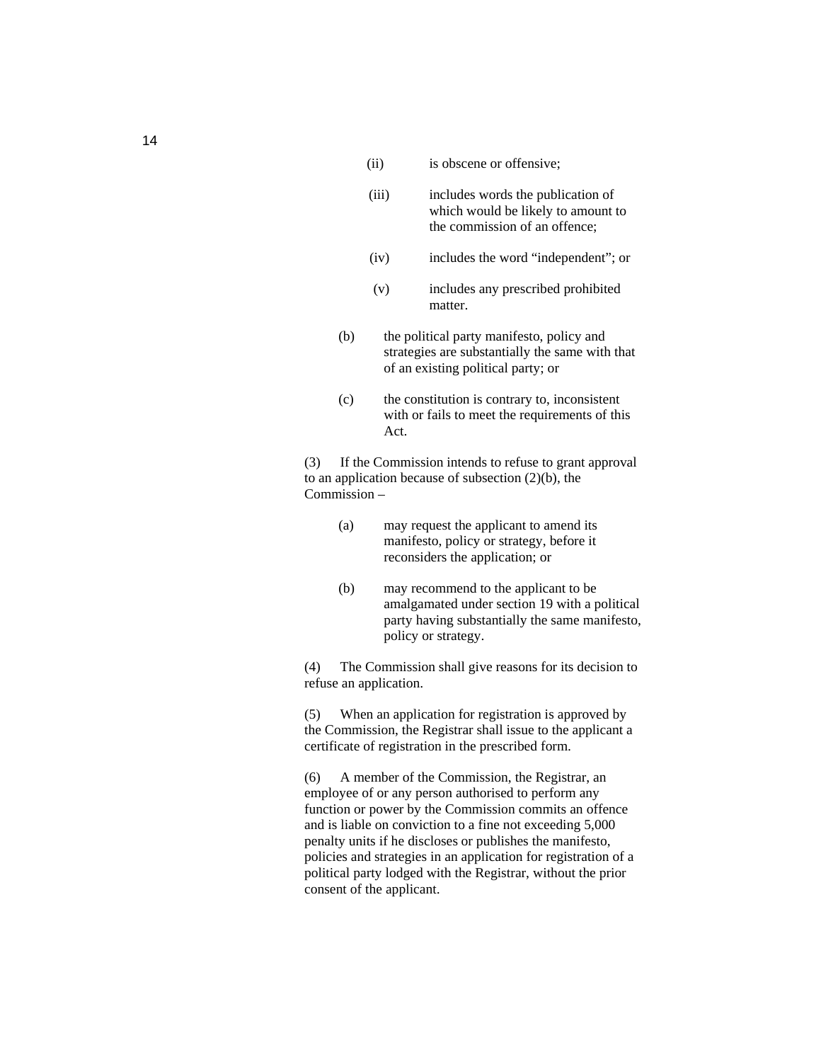(ii) is obscene or offensive;

(iii) includes words the publication of which would be likely to amount to the commission of an offence;

(iv) includes the word "independent"; or

(v) includes any prescribed prohibited matter.

(b) the political party manifesto, policy and strategies are substantially the same with that of an existing political party; or

(c) the constitution is contrary to, inconsistent with or fails to meet the requirements of this Act.

(3) If the Commission intends to refuse to grant approval to an application because of subsection (2)(b), the Commission –

(a) may request the applicant to amend its manifesto, policy or strategy, before it reconsiders the application; or

(b) may recommend to the applicant to be amalgamated under section 19 with a political party having substantially the same manifesto, policy or strategy.

(4) The Commission shall give reasons for its decision to refuse an application.

(5) When an application for registration is approved by the Commission, the Registrar shall issue to the applicant a certificate of registration in the prescribed form.

(6) A member of the Commission, the Registrar, an employee of or any person authorised to perform any function or power by the Commission commits an offence and is liable on conviction to a fine not exceeding 5,000 penalty units if he discloses or publishes the manifesto, policies and strategies in an application for registration of a political party lodged with the Registrar, without the prior consent of the applicant.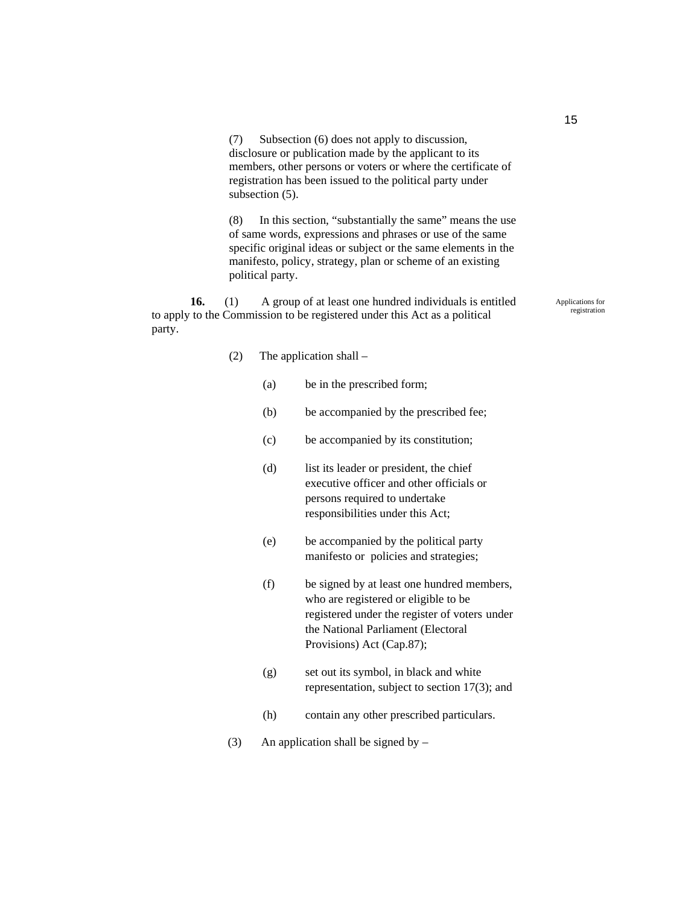(7) Subsection (6) does not apply to discussion, disclosure or publication made by the applicant to its members, other persons or voters or where the certificate of registration has been issued to the political party under subsection (5).

(8) In this section, "substantially the same" means the use of same words, expressions and phrases or use of the same specific original ideas or subject or the same elements in the manifesto, policy, strategy, plan or scheme of an existing political party.

Applications for registration

**16.** (1) A group of at least one hundred individuals is entitled to apply to the Commission to be registered under this Act as a political party.

(2) The application shall –

(a) be in the prescribed form;

(b) be accompanied by the prescribed fee;

(c) be accompanied by its constitution;

(d) list its leader or president, the chief executive officer and other officials or persons required to undertake responsibilities under this Act;

(e) be accompanied by the political party manifesto or policies and strategies;

(f) be signed by at least one hundred members, who are registered or eligible to be registered under the register of voters under the National Parliament (Electoral Provisions) Act (Cap.87);

(g) set out its symbol, in black and white representation, subject to section 17(3); and

(h) contain any other prescribed particulars.

(3) An application shall be signed by –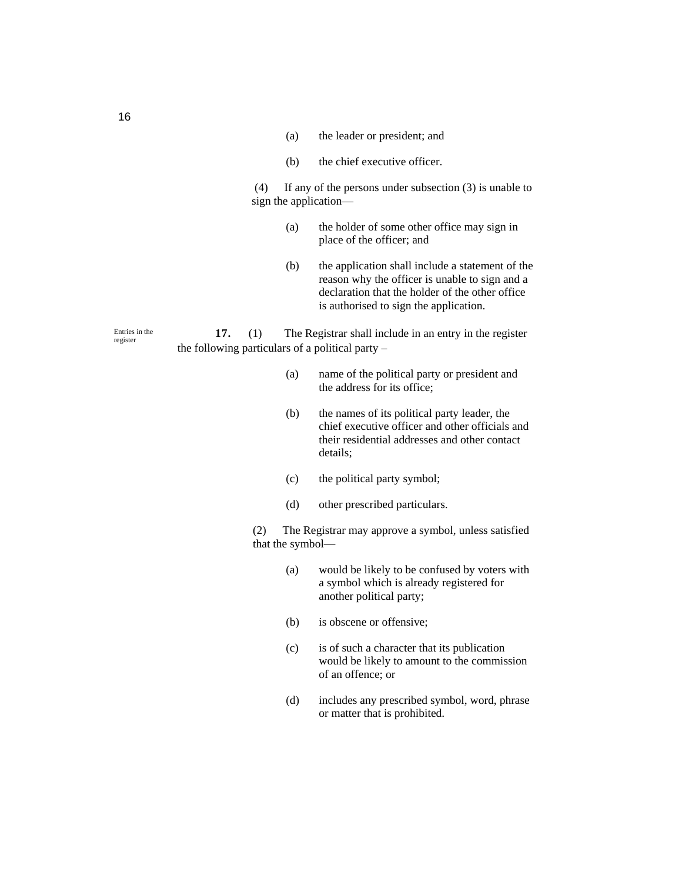(a) the leader or president; and

(b) the chief executive officer.

(4) If any of the persons under subsection (3) is unable to sign the application—

(a) the holder of some other office may sign in place of the officer; and

(b) the application shall include a statement of the reason why the officer is unable to sign and a declaration that the holder of the other office is authorised to sign the application.

Entries in the register

**17.** (1) The Registrar shall include in an entry in the register the following particulars of a political party –

(a) name of the political party or president and the address for its office;

(b) the names of its political party leader, the chief executive officer and other officials and their residential addresses and other contact details;

(c) the political party symbol;

(d) other prescribed particulars.

(2) The Registrar may approve a symbol, unless satisfied that the symbol—

(a) would be likely to be confused by voters with a symbol which is already registered for another political party;

(b) is obscene or offensive;

(c) is of such a character that its publication would be likely to amount to the commission of an offence; or

(d) includes any prescribed symbol, word, phrase or matter that is prohibited.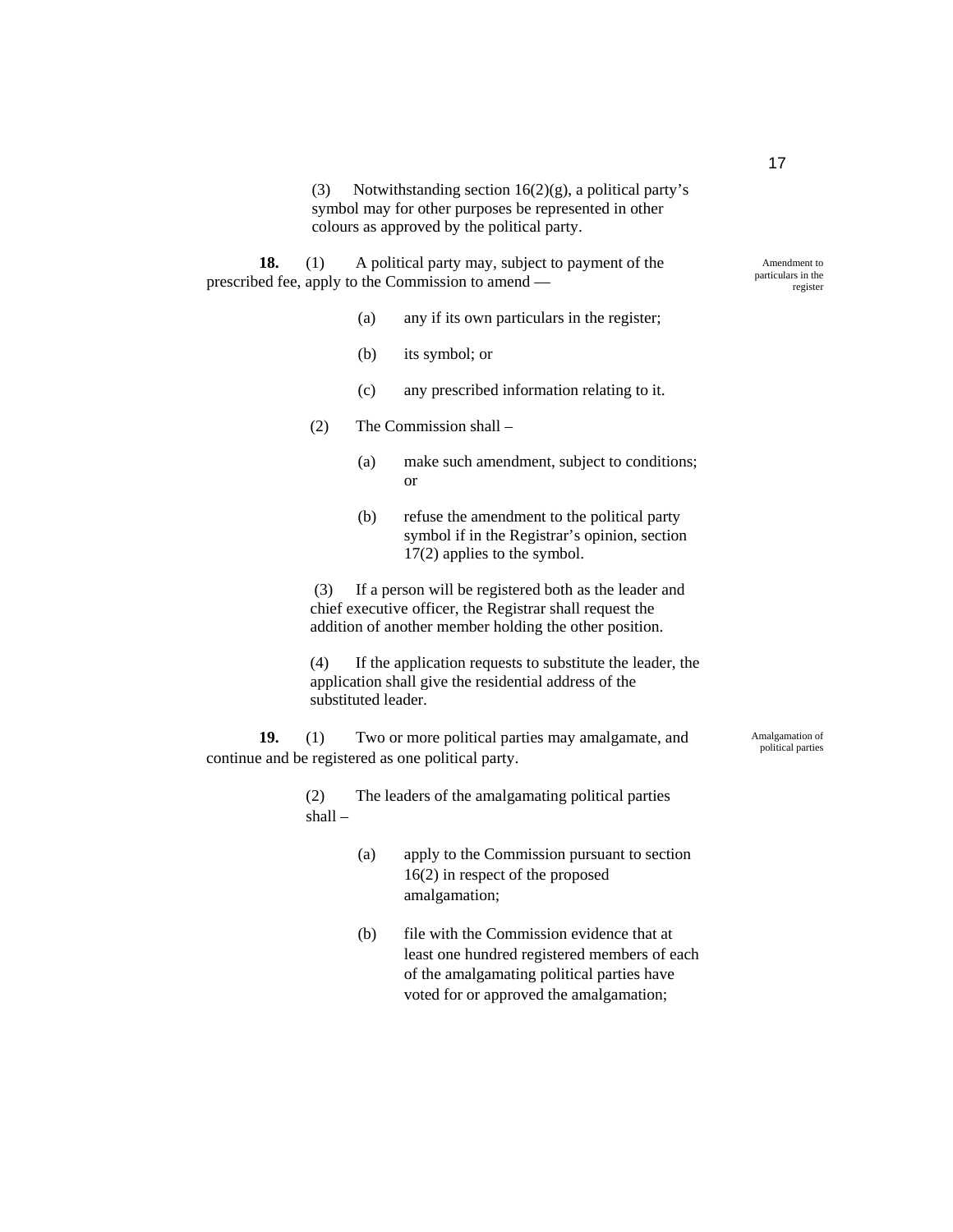(3) Notwithstanding section 16(2)(g), a political party's symbol may for other purposes be represented in other colours as approved by the political party.

**18.** (1) A political party may, subject to payment of the prescribed fee, apply to the Commission to amend —

Amendment to particulars in the register

(a) any if its own particulars in the register;

(b) its symbol; or

(c) any prescribed information relating to it.

(2) The Commission shall –

(a) make such amendment, subject to conditions; or

(b) refuse the amendment to the political party symbol if in the Registrar's opinion, section 17(2) applies to the symbol.

(3) If a person will be registered both as the leader and chief executive officer, the Registrar shall request the addition of another member holding the other position.

(4) If the application requests to substitute the leader, the application shall give the residential address of the substituted leader.

**19.** (1) Two or more political parties may amalgamate, and continue and be registered as one political party.

Amalgamation of political parties

(2) The leaders of the amalgamating political parties shall –

(a) apply to the Commission pursuant to section 16(2) in respect of the proposed amalgamation;

(b) file with the Commission evidence that at least one hundred registered members of each of the amalgamating political parties have voted for or approved the amalgamation;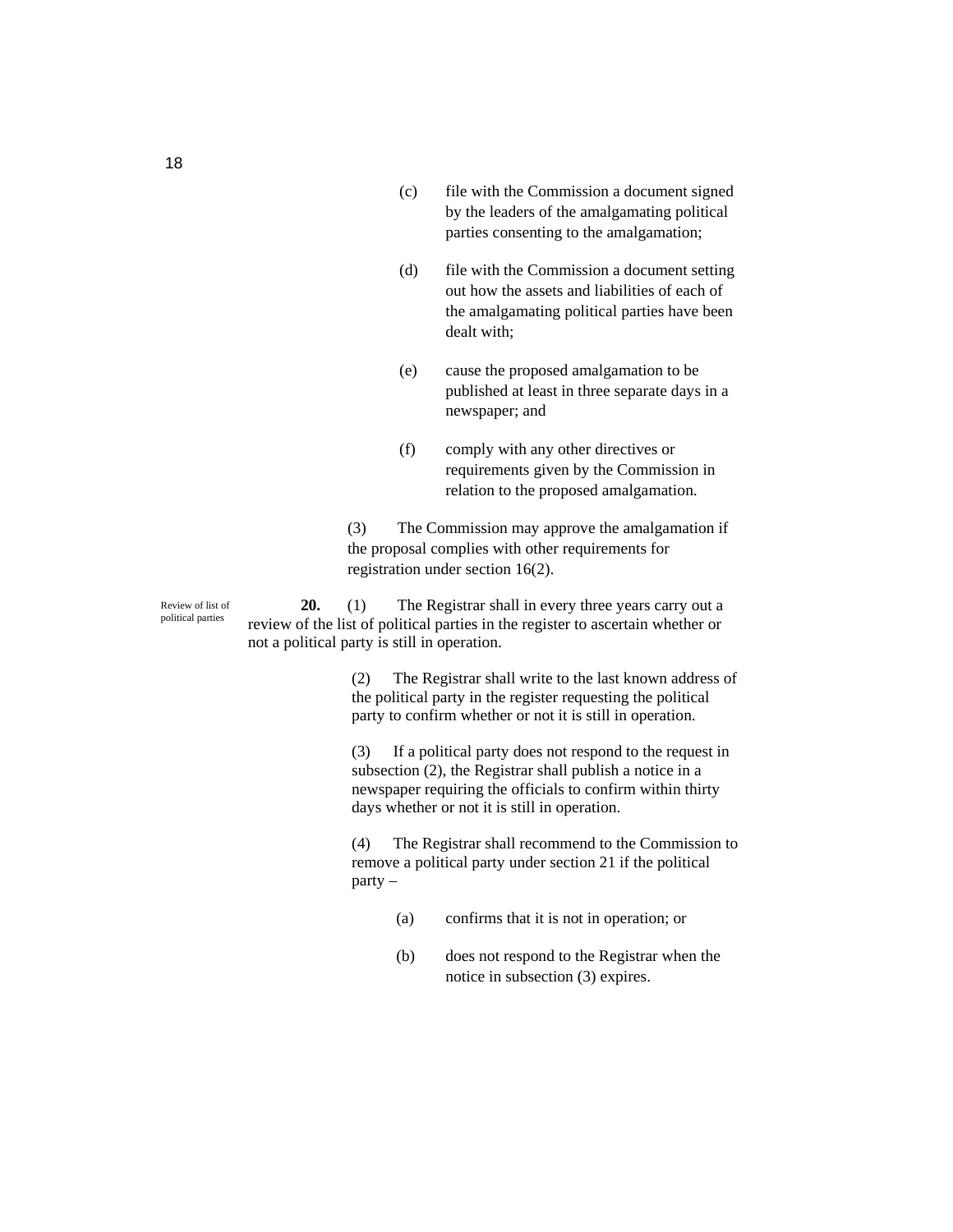(c) file with the Commission a document signed by the leaders of the amalgamating political parties consenting to the amalgamation;

(d) file with the Commission a document setting out how the assets and liabilities of each of the amalgamating political parties have been dealt with;

(e) cause the proposed amalgamation to be published at least in three separate days in a newspaper; and

(f) comply with any other directives or requirements given by the Commission in relation to the proposed amalgamation.

(3) The Commission may approve the amalgamation if the proposal complies with other requirements for registration under section 16(2).

*Review of list of political parties*

**20.** (1) The Registrar shall in every three years carry out a review of the list of political parties in the register to ascertain whether or not a political party is still in operation.

(2) The Registrar shall write to the last known address of the political party in the register requesting the political party to confirm whether or not it is still in operation.

(3) If a political party does not respond to the request in subsection (2), the Registrar shall publish a notice in a newspaper requiring the officials to confirm within thirty days whether or not it is still in operation.

(4) The Registrar shall recommend to the Commission to remove a political party under section 21 if the political party –

(a) confirms that it is not in operation; or

(b) does not respond to the Registrar when the notice in subsection (3) expires.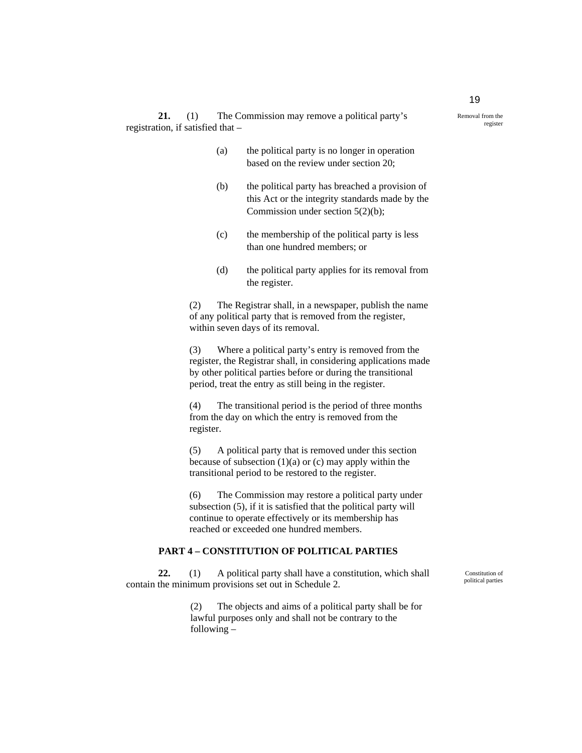**21.** (1) The Commission may remove a political party's registration, if satisfied that –

*Removal from the register*

(a) the political party is no longer in operation based on the review under section 20;

(b) the political party has breached a provision of this Act or the integrity standards made by the Commission under section 5(2)(b);

(c) the membership of the political party is less than one hundred members; or

(d) the political party applies for its removal from the register.

(2) The Registrar shall, in a newspaper, publish the name of any political party that is removed from the register, within seven days of its removal.

(3) Where a political party's entry is removed from the register, the Registrar shall, in considering applications made by other political parties before or during the transitional period, treat the entry as still being in the register.

(4) The transitional period is the period of three months from the day on which the entry is removed from the register.

(5) A political party that is removed under this section because of subsection (1)(a) or (c) may apply within the transitional period to be restored to the register.

(6) The Commission may restore a political party under subsection (5), if it is satisfied that the political party will continue to operate effectively or its membership has reached or exceeded one hundred members.

## PART 4 – CONSTITUTION OF POLITICAL PARTIES

**22.** (1) A political party shall have a constitution, which shall contain the minimum provisions set out in Schedule 2.

*Constitution of political parties*

(2) The objects and aims of a political party shall be for lawful purposes only and shall not be contrary to the following –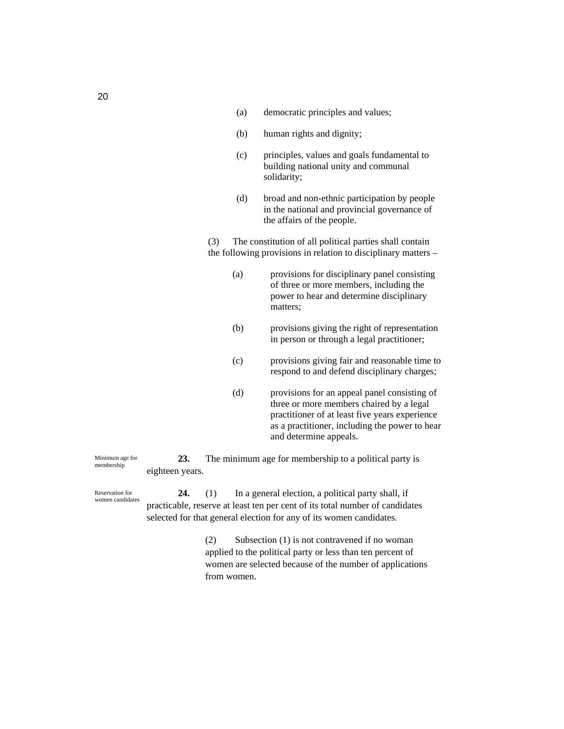(a) democratic principles and values;

(b) human rights and dignity;

(c) principles, values and goals fundamental to building national unity and communal solidarity;

(d) broad and non-ethnic participation by people in the national and provincial governance of the affairs of the people.

(3) The constitution of all political parties shall contain the following provisions in relation to disciplinary matters –

(a) provisions for disciplinary panel consisting of three or more members, including the power to hear and determine disciplinary matters;

(b) provisions giving the right of representation in person or through a legal practitioner;

(c) provisions giving fair and reasonable time to respond to and defend disciplinary charges;

(d) provisions for an appeal panel consisting of three or more members chaired by a legal practitioner of at least five years experience as a practitioner, including the power to hear and determine appeals.

*Minimum age for membership*

**23.** The minimum age for membership to a political party is eighteen years.

*Reservation for women candidates*

**24.** (1) In a general election, a political party shall, if practicable, reserve at least ten per cent of its total number of candidates selected for that general election for any of its women candidates.

(2) Subsection (1) is not contravened if no woman applied to the political party or less than ten percent of women are selected because of the number of applications from women.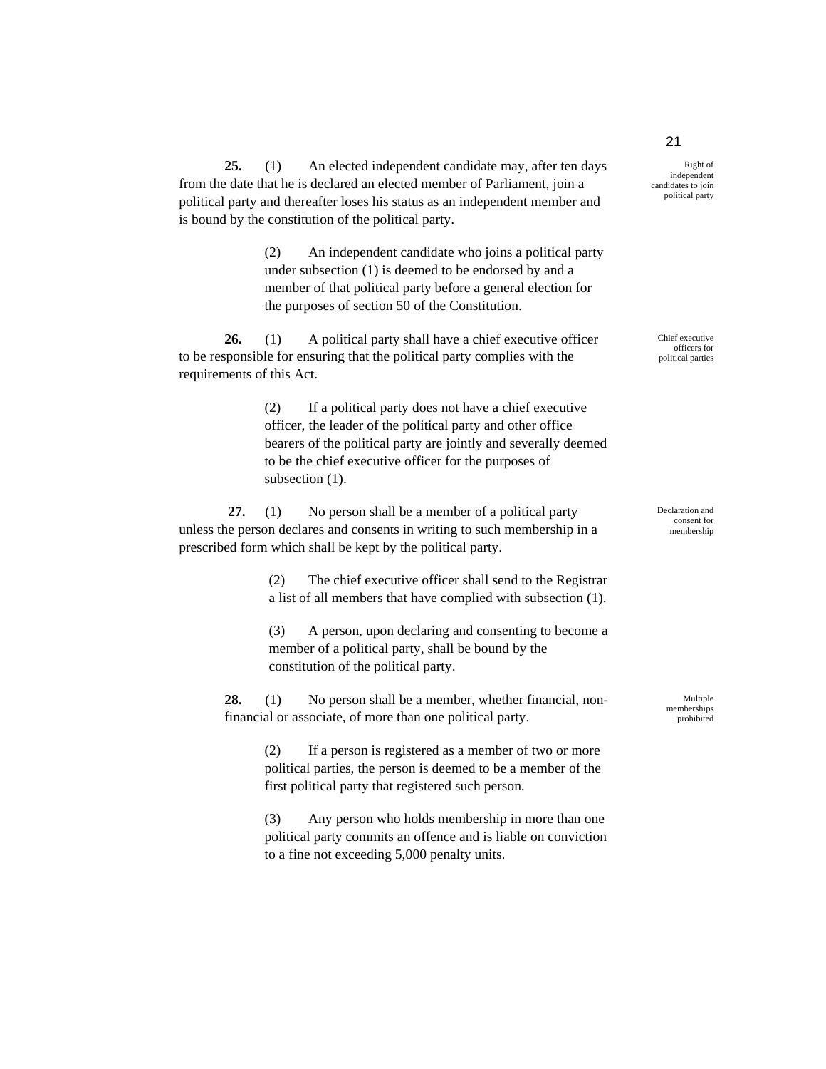**25.** (1) An elected independent candidate may, after ten days from the date that he is declared an elected member of Parliament, join a political party and thereafter loses his status as an independent member and is bound by the constitution of the political party.

*Right of independent candidates to join political party*

(2) An independent candidate who joins a political party under subsection (1) is deemed to be endorsed by and a member of that political party before a general election for the purposes of section 50 of the Constitution.

**26.** (1) A political party shall have a chief executive officer to be responsible for ensuring that the political party complies with the requirements of this Act.

*Chief executive officers for political parties*

(2) If a political party does not have a chief executive officer, the leader of the political party and other office bearers of the political party are jointly and severally deemed to be the chief executive officer for the purposes of subsection (1).

**27.** (1) No person shall be a member of a political party unless the person declares and consents in writing to such membership in a prescribed form which shall be kept by the political party.

*Declaration and consent for membership*

(2) The chief executive officer shall send to the Registrar a list of all members that have complied with subsection (1).

(3) A person, upon declaring and consenting to become a member of a political party, shall be bound by the constitution of the political party.

**28.** (1) No person shall be a member, whether financial, non-financial or associate, of more than one political party.

*Multiple memberships prohibited*

(2) If a person is registered as a member of two or more political parties, the person is deemed to be a member of the first political party that registered such person.

(3) Any person who holds membership in more than one political party commits an offence and is liable on conviction to a fine not exceeding 5,000 penalty units.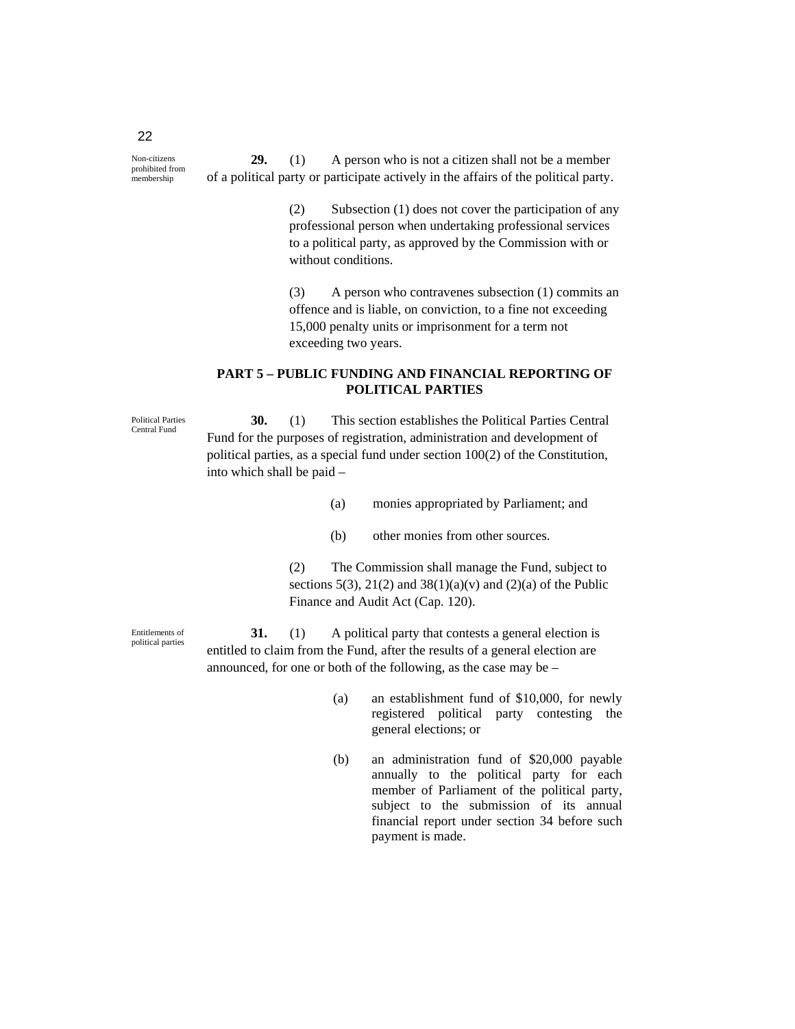Non-citizens prohibited from membership

**29.** (1) A person who is not a citizen shall not be a member of a political party or participate actively in the affairs of the political party.

(2) Subsection (1) does not cover the participation of any professional person when undertaking professional services to a political party, as approved by the Commission with or without conditions.

(3) A person who contravenes subsection (1) commits an offence and is liable, on conviction, to a fine not exceeding 15,000 penalty units or imprisonment for a term not exceeding two years.

## PART 5 – PUBLIC FUNDING AND FINANCIAL REPORTING OF POLITICAL PARTIES

Political Parties Central Fund

**30.** (1) This section establishes the Political Parties Central Fund for the purposes of registration, administration and development of political parties, as a special fund under section 100(2) of the Constitution, into which shall be paid –

(a) monies appropriated by Parliament; and

(b) other monies from other sources.

(2) The Commission shall manage the Fund, subject to sections 5(3), 21(2) and 38(1)(a)(v) and (2)(a) of the Public Finance and Audit Act (Cap. 120).

Entitlements of political parties

**31.** (1) A political party that contests a general election is entitled to claim from the Fund, after the results of a general election are announced, for one or both of the following, as the case may be –

(a) an establishment fund of $10,000, for newly registered political party contesting the general elections; or

(b) an administration fund of $20,000 payable annually to the political party for each member of Parliament of the political party, subject to the submission of its annual financial report under section 34 before such payment is made.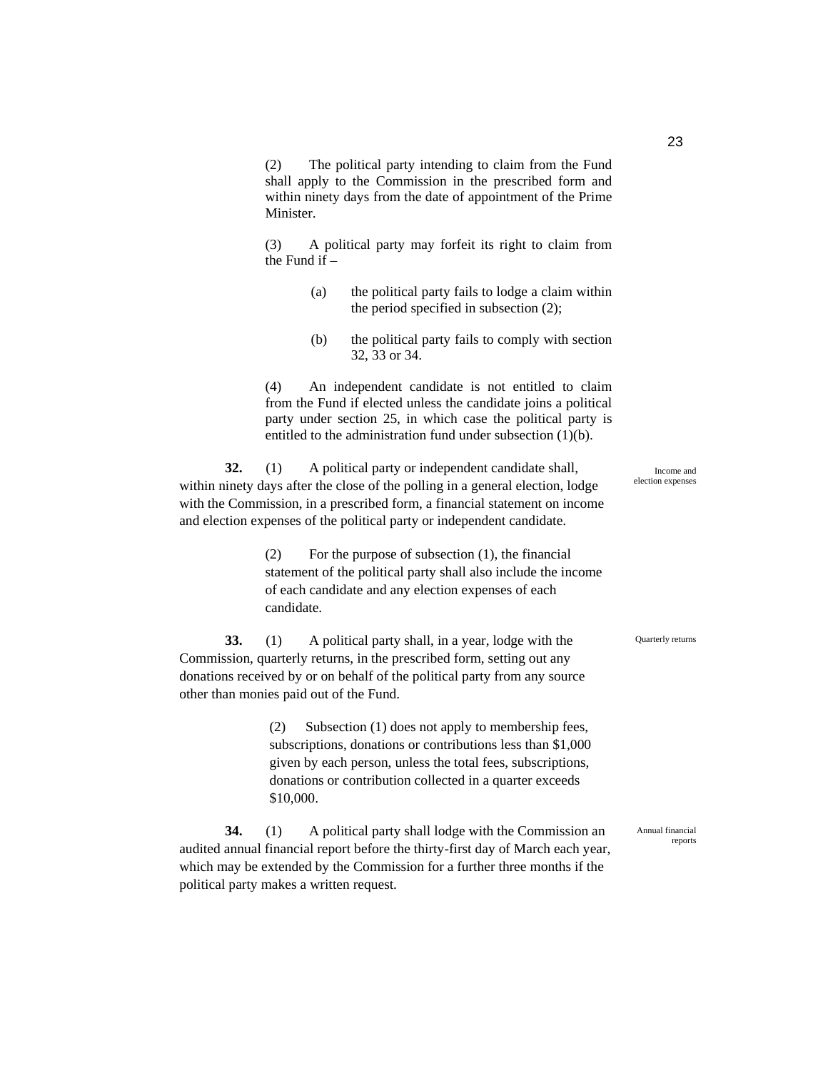(2) The political party intending to claim from the Fund shall apply to the Commission in the prescribed form and within ninety days from the date of appointment of the Prime Minister.

(3) A political party may forfeit its right to claim from the Fund if –

(a) the political party fails to lodge a claim within the period specified in subsection (2);

(b) the political party fails to comply with section 32, 33 or 34.

(4) An independent candidate is not entitled to claim from the Fund if elected unless the candidate joins a political party under section 25, in which case the political party is entitled to the administration fund under subsection (1)(b).

*Income and election expenses*

**32.** (1) A political party or independent candidate shall, within ninety days after the close of the polling in a general election, lodge with the Commission, in a prescribed form, a financial statement on income and election expenses of the political party or independent candidate.

(2) For the purpose of subsection (1), the financial statement of the political party shall also include the income of each candidate and any election expenses of each candidate.

*Quarterly returns*

**33.** (1) A political party shall, in a year, lodge with the Commission, quarterly returns, in the prescribed form, setting out any donations received by or on behalf of the political party from any source other than monies paid out of the Fund.

(2) Subsection (1) does not apply to membership fees, subscriptions, donations or contributions less than $1,000 given by each person, unless the total fees, subscriptions, donations or contribution collected in a quarter exceeds $10,000.

*Annual financial reports*

**34.** (1) A political party shall lodge with the Commission an audited annual financial report before the thirty-first day of March each year, which may be extended by the Commission for a further three months if the political party makes a written request.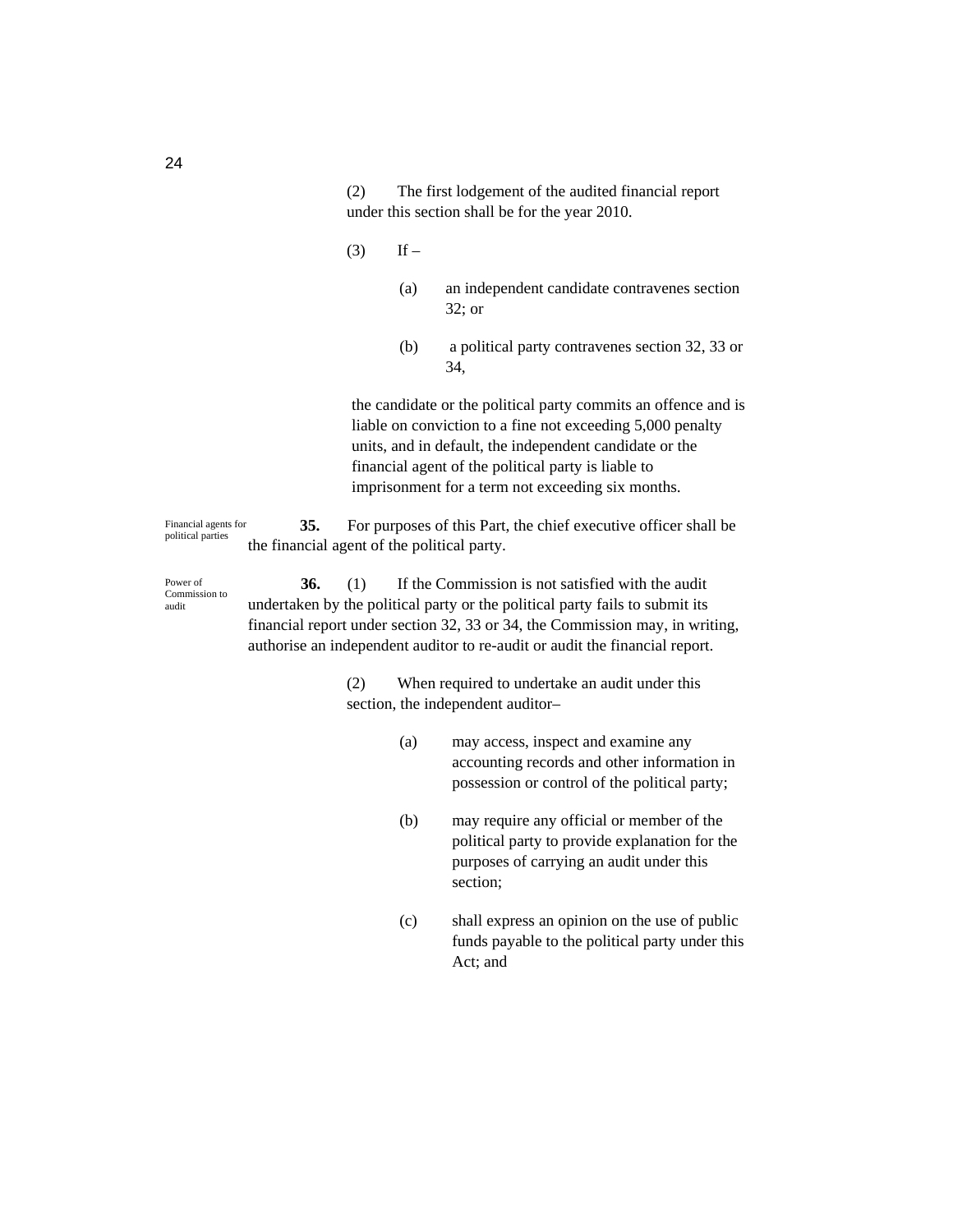(2) The first lodgement of the audited financial report under this section shall be for the year 2010.

(3) If –

(a) an independent candidate contravenes section 32; or

(b) a political party contravenes section 32, 33 or 34,

the candidate or the political party commits an offence and is liable on conviction to a fine not exceeding 5,000 penalty units, and in default, the independent candidate or the financial agent of the political party is liable to imprisonment for a term not exceeding six months.

*Financial agents for political parties*

**35.** For purposes of this Part, the chief executive officer shall be the financial agent of the political party.

*Power of Commission to audit*

**36.** (1) If the Commission is not satisfied with the audit undertaken by the political party or the political party fails to submit its financial report under section 32, 33 or 34, the Commission may, in writing, authorise an independent auditor to re-audit or audit the financial report.

(2) When required to undertake an audit under this section, the independent auditor–

(a) may access, inspect and examine any accounting records and other information in possession or control of the political party;

(b) may require any official or member of the political party to provide explanation for the purposes of carrying an audit under this section;

(c) shall express an opinion on the use of public funds payable to the political party under this Act; and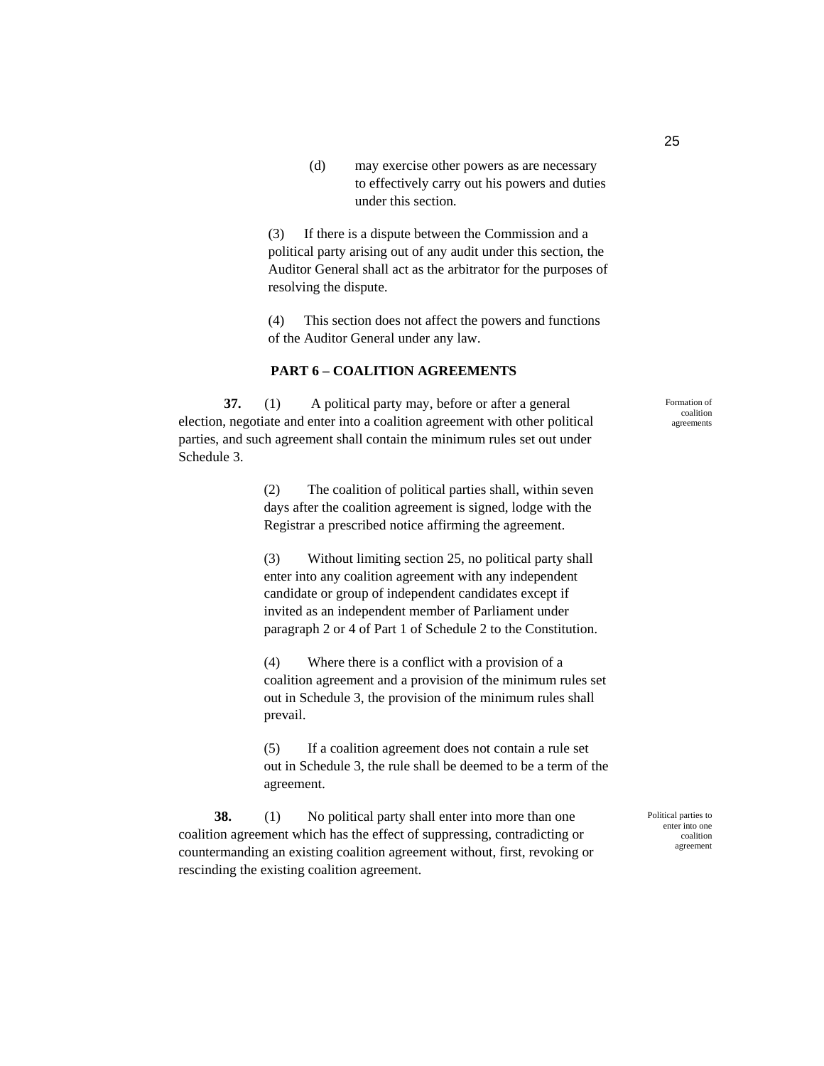(d) may exercise other powers as are necessary to effectively carry out his powers and duties under this section.

(3) If there is a dispute between the Commission and a political party arising out of any audit under this section, the Auditor General shall act as the arbitrator for the purposes of resolving the dispute.

(4) This section does not affect the powers and functions of the Auditor General under any law.

## PART 6 – COALITION AGREEMENTS

*Formation of coalition agreements*

**37.** (1) A political party may, before or after a general election, negotiate and enter into a coalition agreement with other political parties, and such agreement shall contain the minimum rules set out under Schedule 3.

(2) The coalition of political parties shall, within seven days after the coalition agreement is signed, lodge with the Registrar a prescribed notice affirming the agreement.

(3) Without limiting section 25, no political party shall enter into any coalition agreement with any independent candidate or group of independent candidates except if invited as an independent member of Parliament under paragraph 2 or 4 of Part 1 of Schedule 2 to the Constitution.

(4) Where there is a conflict with a provision of a coalition agreement and a provision of the minimum rules set out in Schedule 3, the provision of the minimum rules shall prevail.

(5) If a coalition agreement does not contain a rule set out in Schedule 3, the rule shall be deemed to be a term of the agreement.

*Political parties to enter into one coalition agreement*

**38.** (1) No political party shall enter into more than one coalition agreement which has the effect of suppressing, contradicting or countermanding an existing coalition agreement without, first, revoking or rescinding the existing coalition agreement.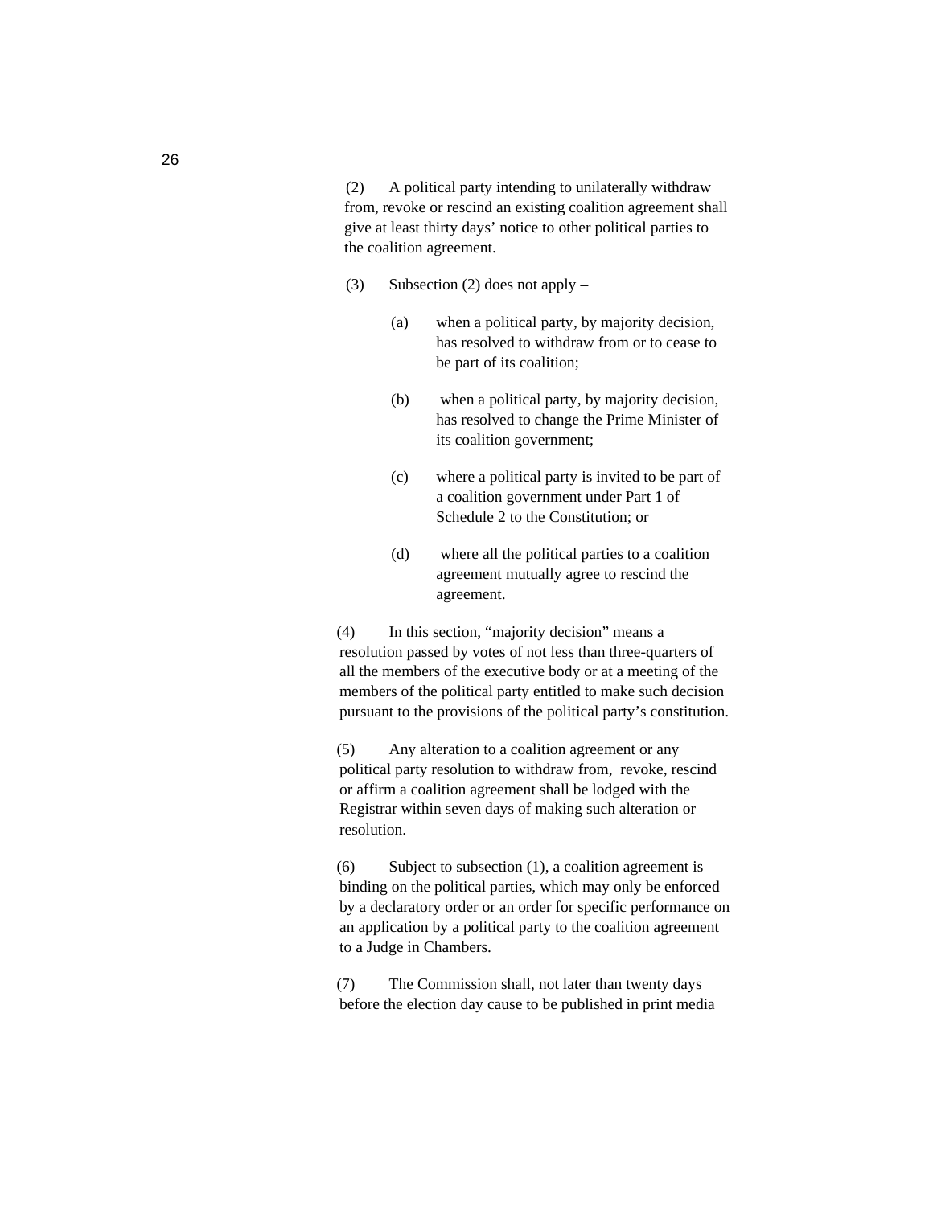(2) A political party intending to unilaterally withdraw from, revoke or rescind an existing coalition agreement shall give at least thirty days' notice to other political parties to the coalition agreement.

(3) Subsection (2) does not apply –

(a) when a political party, by majority decision, has resolved to withdraw from or to cease to be part of its coalition;

(b) when a political party, by majority decision, has resolved to change the Prime Minister of its coalition government;

(c) where a political party is invited to be part of a coalition government under Part 1 of Schedule 2 to the Constitution; or

(d) where all the political parties to a coalition agreement mutually agree to rescind the agreement.

(4) In this section, "majority decision" means a resolution passed by votes of not less than three-quarters of all the members of the executive body or at a meeting of the members of the political party entitled to make such decision pursuant to the provisions of the political party's constitution.

(5) Any alteration to a coalition agreement or any political party resolution to withdraw from, revoke, rescind or affirm a coalition agreement shall be lodged with the Registrar within seven days of making such alteration or resolution.

(6) Subject to subsection (1), a coalition agreement is binding on the political parties, which may only be enforced by a declaratory order or an order for specific performance on an application by a political party to the coalition agreement to a Judge in Chambers.

(7) The Commission shall, not later than twenty days before the election day cause to be published in print media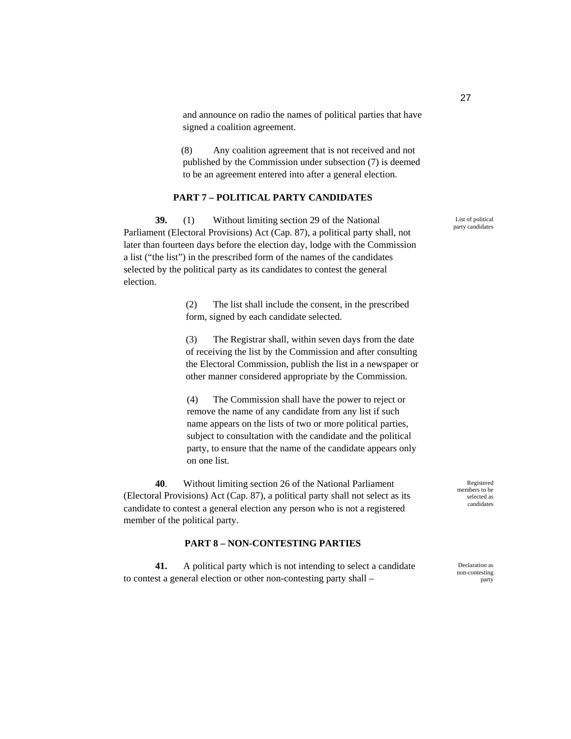and announce on radio the names of political parties that have signed a coalition agreement.

(8) Any coalition agreement that is not received and not published by the Commission under subsection (7) is deemed to be an agreement entered into after a general election.

## PART 7 – POLITICAL PARTY CANDIDATES

*List of political party candidates*

**39.** (1) Without limiting section 29 of the National Parliament (Electoral Provisions) Act (Cap. 87), a political party shall, not later than fourteen days before the election day, lodge with the Commission a list ("the list") in the prescribed form of the names of the candidates selected by the political party as its candidates to contest the general election.

(2) The list shall include the consent, in the prescribed form, signed by each candidate selected.

(3) The Registrar shall, within seven days from the date of receiving the list by the Commission and after consulting the Electoral Commission, publish the list in a newspaper or other manner considered appropriate by the Commission.

(4) The Commission shall have the power to reject or remove the name of any candidate from any list if such name appears on the lists of two or more political parties, subject to consultation with the candidate and the political party, to ensure that the name of the candidate appears only on one list.

*Registered members to be selected as candidates*

**40**. Without limiting section 26 of the National Parliament (Electoral Provisions) Act (Cap. 87), a political party shall not select as its candidate to contest a general election any person who is not a registered member of the political party.

## PART 8 – NON-CONTESTING PARTIES

*Declaration as non-contesting party*

**41.** A political party which is not intending to select a candidate to contest a general election or other non-contesting party shall –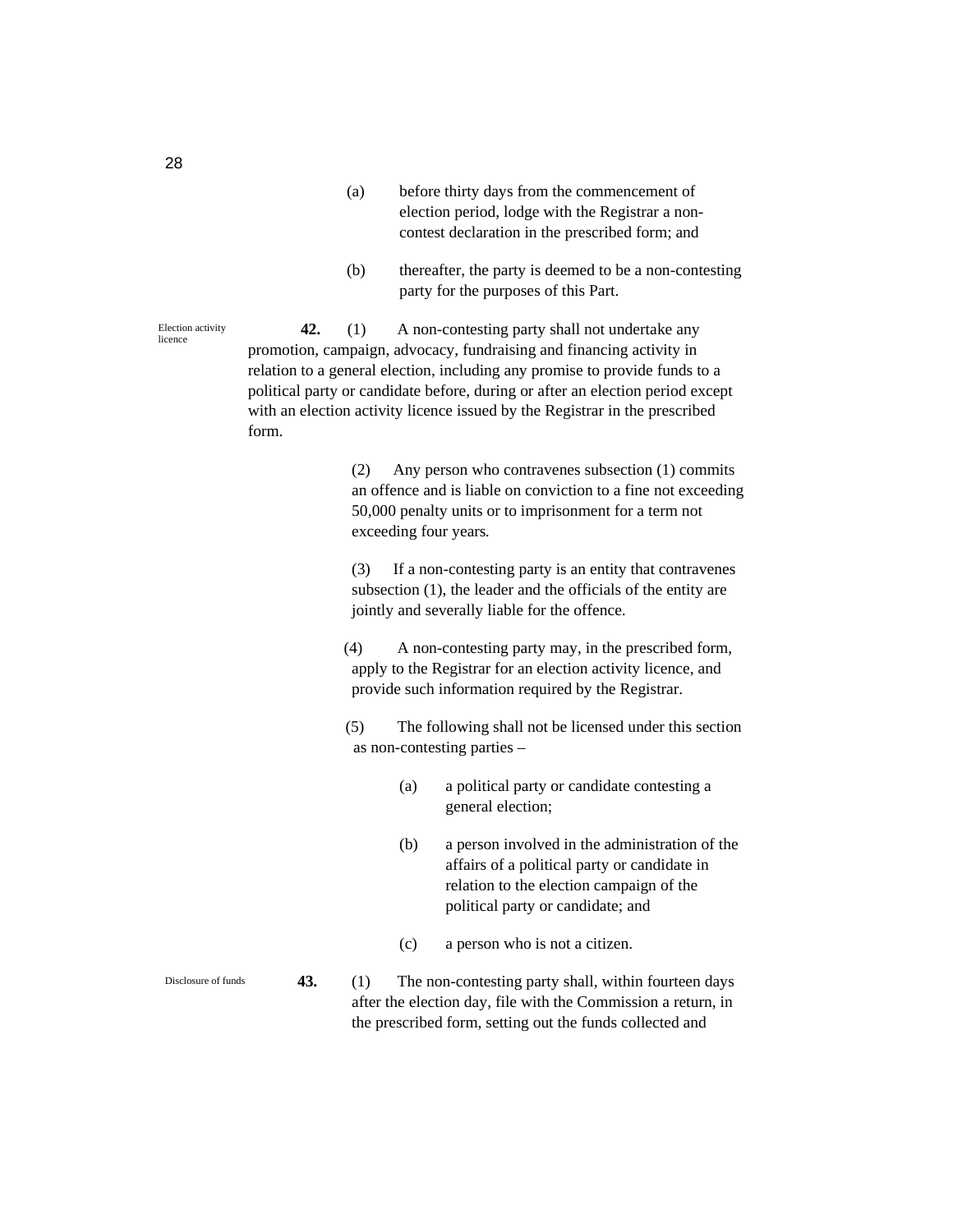(a) before thirty days from the commencement of election period, lodge with the Registrar a non-contest declaration in the prescribed form; and

(b) thereafter, the party is deemed to be a non-contesting party for the purposes of this Part.

Election activity licence

**42.** (1) A non-contesting party shall not undertake any promotion, campaign, advocacy, fundraising and financing activity in relation to a general election, including any promise to provide funds to a political party or candidate before, during or after an election period except with an election activity licence issued by the Registrar in the prescribed form.

(2) Any person who contravenes subsection (1) commits an offence and is liable on conviction to a fine not exceeding 50,000 penalty units or to imprisonment for a term not exceeding four years.

(3) If a non-contesting party is an entity that contravenes subsection (1), the leader and the officials of the entity are jointly and severally liable for the offence.

(4) A non-contesting party may, in the prescribed form, apply to the Registrar for an election activity licence, and provide such information required by the Registrar.

(5) The following shall not be licensed under this section as non-contesting parties –

(a) a political party or candidate contesting a general election;

(b) a person involved in the administration of the affairs of a political party or candidate in relation to the election campaign of the political party or candidate; and

(c) a person who is not a citizen.

Disclosure of funds

**43.** (1) The non-contesting party shall, within fourteen days after the election day, file with the Commission a return, in the prescribed form, setting out the funds collected and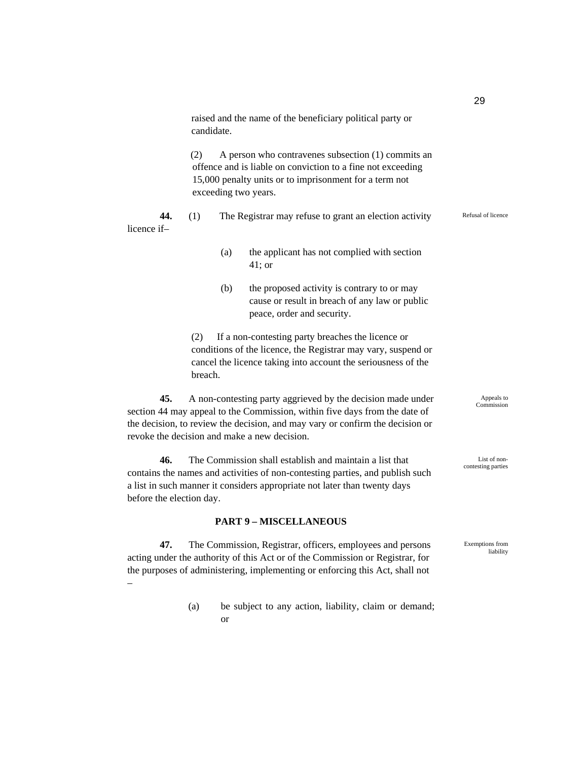raised and the name of the beneficiary political party or candidate.

(2) A person who contravenes subsection (1) commits an offence and is liable on conviction to a fine not exceeding 15,000 penalty units or to imprisonment for a term not exceeding two years.

Refusal of licence

**44.** (1) The Registrar may refuse to grant an election activity licence if–

(a) the applicant has not complied with section 41; or

(b) the proposed activity is contrary to or may cause or result in breach of any law or public peace, order and security.

(2) If a non-contesting party breaches the licence or conditions of the licence, the Registrar may vary, suspend or cancel the licence taking into account the seriousness of the breach.

Appeals to Commission

**45.** A non-contesting party aggrieved by the decision made under section 44 may appeal to the Commission, within five days from the date of the decision, to review the decision, and may vary or confirm the decision or revoke the decision and make a new decision.

List of non-contesting parties

**46.** The Commission shall establish and maintain a list that contains the names and activities of non-contesting parties, and publish such a list in such manner it considers appropriate not later than twenty days before the election day.

## PART 9 – MISCELLANEOUS

Exemptions from liability

**47.** The Commission, Registrar, officers, employees and persons acting under the authority of this Act or of the Commission or Registrar, for the purposes of administering, implementing or enforcing this Act, shall not –

(a) be subject to any action, liability, claim or demand; or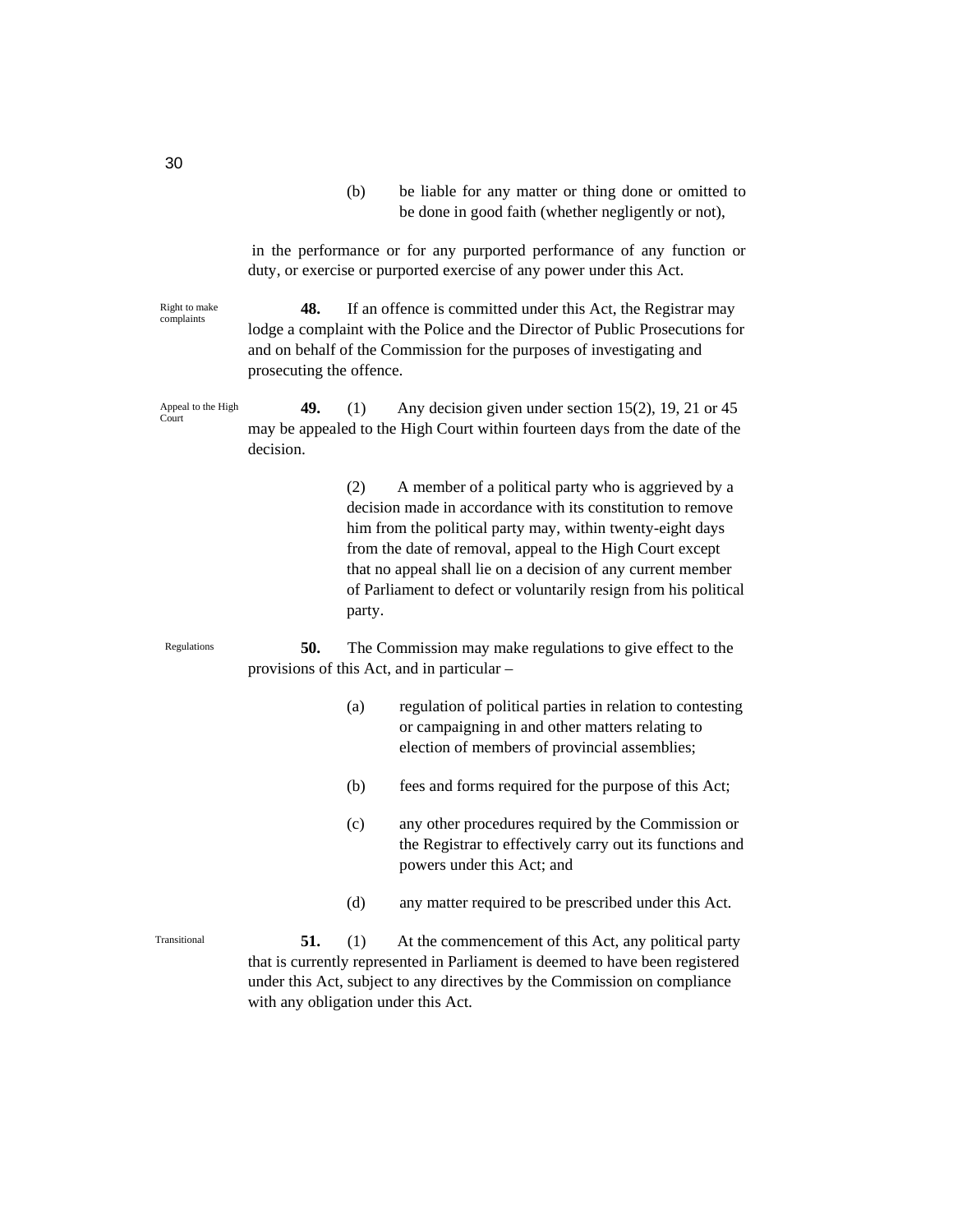(b) be liable for any matter or thing done or omitted to be done in good faith (whether negligently or not),

in the performance or for any purported performance of any function or duty, or exercise or purported exercise of any power under this Act.

*Right to make complaints*

**48.** If an offence is committed under this Act, the Registrar may lodge a complaint with the Police and the Director of Public Prosecutions for and on behalf of the Commission for the purposes of investigating and prosecuting the offence.

*Appeal to the High Court*

**49.** (1) Any decision given under section 15(2), 19, 21 or 45 may be appealed to the High Court within fourteen days from the date of the decision.

(2) A member of a political party who is aggrieved by a decision made in accordance with its constitution to remove him from the political party may, within twenty-eight days from the date of removal, appeal to the High Court except that no appeal shall lie on a decision of any current member of Parliament to defect or voluntarily resign from his political party.

*Regulations*

**50.** The Commission may make regulations to give effect to the provisions of this Act, and in particular –

(a) regulation of political parties in relation to contesting or campaigning in and other matters relating to election of members of provincial assemblies;

(b) fees and forms required for the purpose of this Act;

(c) any other procedures required by the Commission or the Registrar to effectively carry out its functions and powers under this Act; and

(d) any matter required to be prescribed under this Act.

*Transitional*

**51.** (1) At the commencement of this Act, any political party that is currently represented in Parliament is deemed to have been registered under this Act, subject to any directives by the Commission on compliance with any obligation under this Act.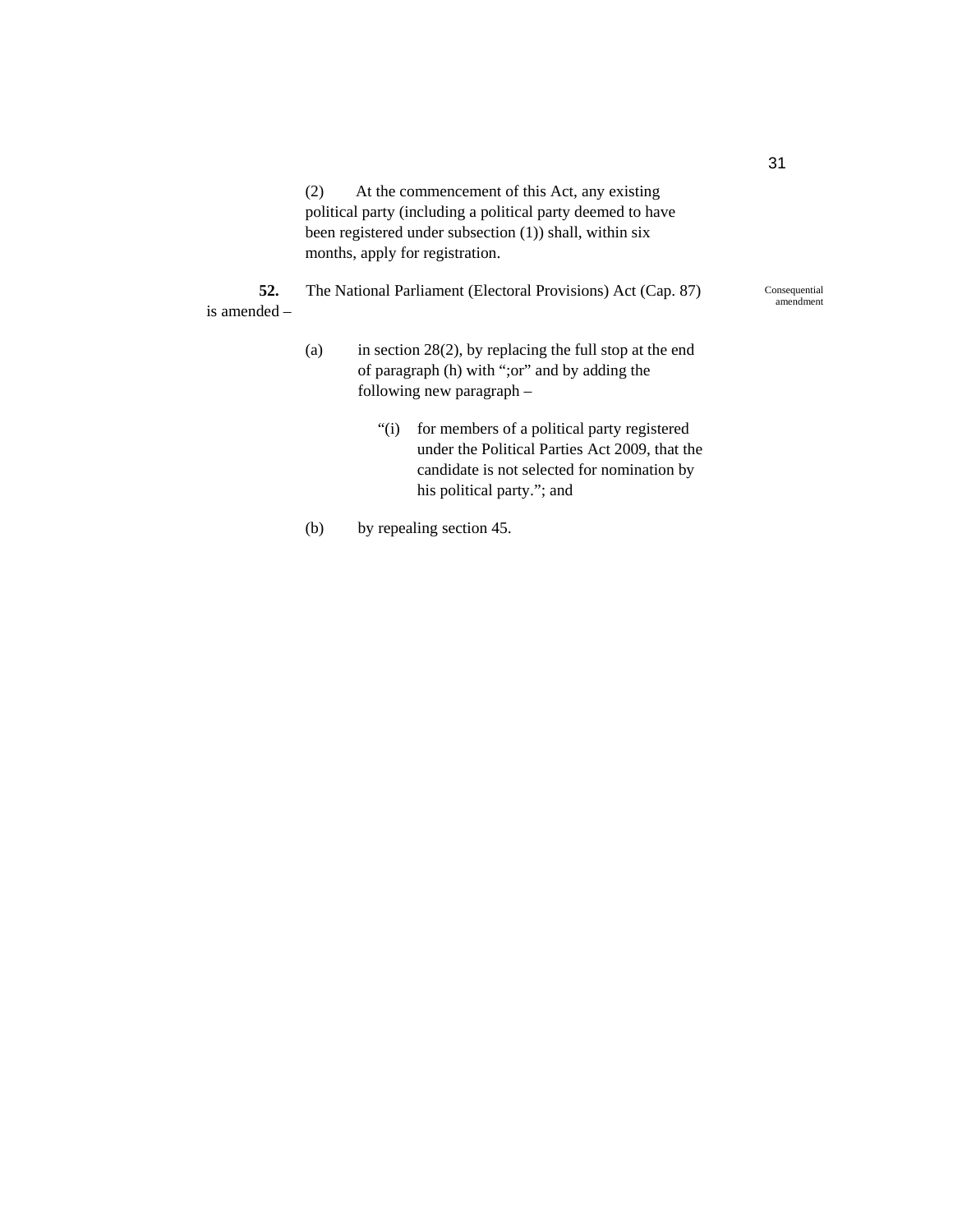(2) At the commencement of this Act, any existing political party (including a political party deemed to have been registered under subsection (1)) shall, within six months, apply for registration.

*Consequential amendment*

**52.** The National Parliament (Electoral Provisions) Act (Cap. 87) is amended –

(a) in section 28(2), by replacing the full stop at the end of paragraph (h) with ";or" and by adding the following new paragraph –

> "(i) for members of a political party registered under the Political Parties Act 2009, that the candidate is not selected for nomination by his political party."; and

(b) by repealing section 45.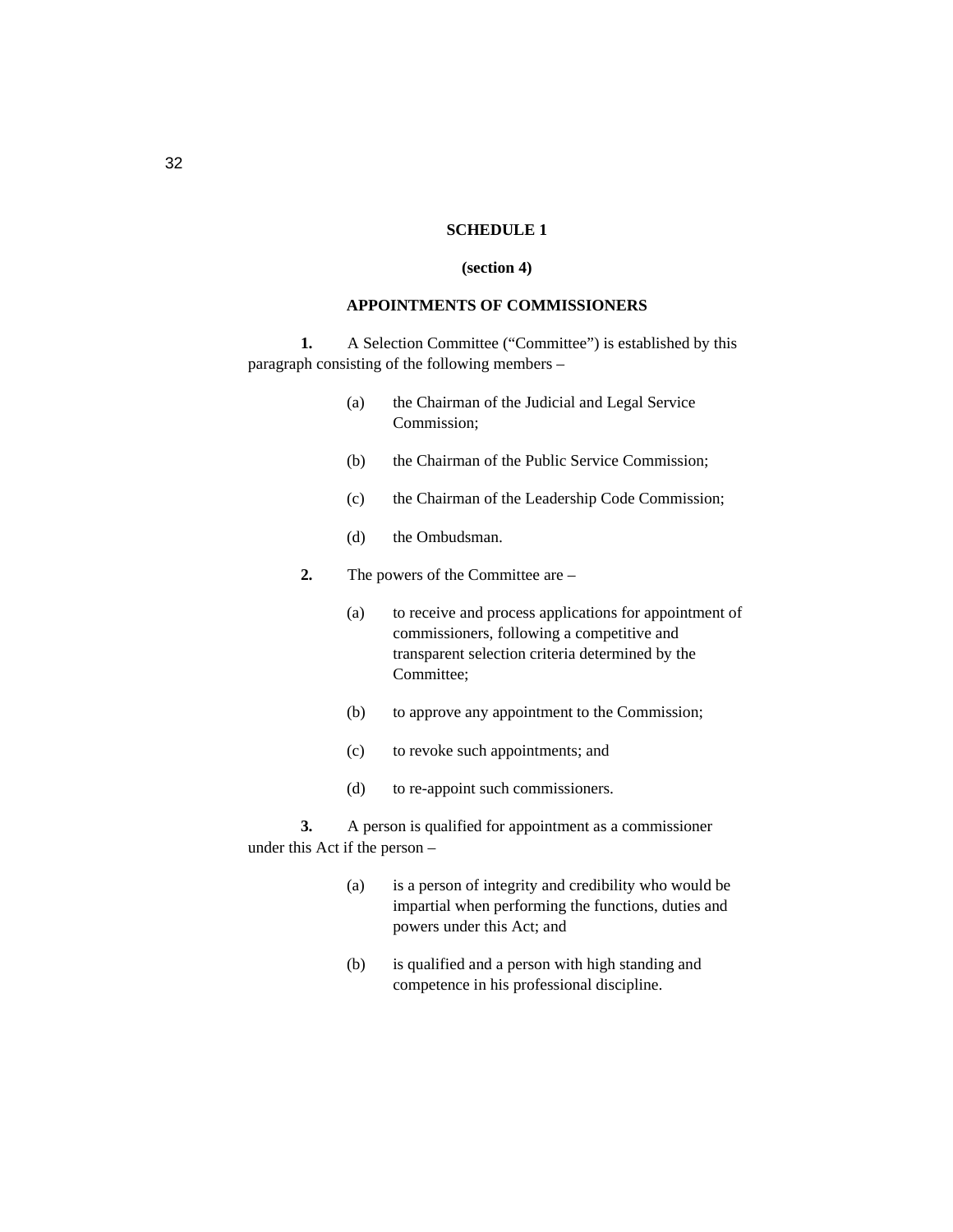## SCHEDULE 1

**(section 4)**

**APPOINTMENTS OF COMMISSIONERS**

**1.** A Selection Committee ("Committee") is established by this paragraph consisting of the following members –

(a) the Chairman of the Judicial and Legal Service Commission;

(b) the Chairman of the Public Service Commission;

(c) the Chairman of the Leadership Code Commission;

(d) the Ombudsman.

**2.** The powers of the Committee are –

(a) to receive and process applications for appointment of commissioners, following a competitive and transparent selection criteria determined by the Committee;

(b) to approve any appointment to the Commission;

(c) to revoke such appointments; and

(d) to re-appoint such commissioners.

**3.** A person is qualified for appointment as a commissioner under this Act if the person –

(a) is a person of integrity and credibility who would be impartial when performing the functions, duties and powers under this Act; and

(b) is qualified and a person with high standing and competence in his professional discipline.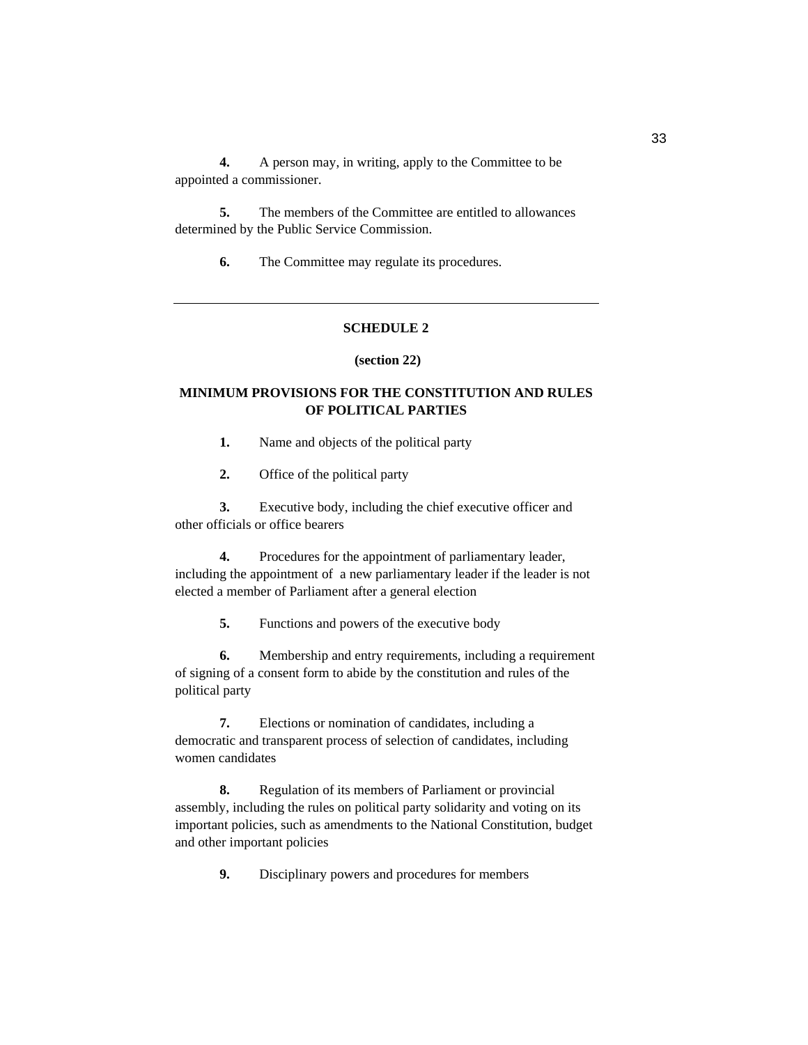**4.** A person may, in writing, apply to the Committee to be appointed a commissioner.

**5.** The members of the Committee are entitled to allowances determined by the Public Service Commission.

**6.** The Committee may regulate its procedures.

---

## SCHEDULE 2

**(section 22)**

## MINIMUM PROVISIONS FOR THE CONSTITUTION AND RULES OF POLITICAL PARTIES

**1.** Name and objects of the political party

**2.** Office of the political party

**3.** Executive body, including the chief executive officer and other officials or office bearers

**4.** Procedures for the appointment of parliamentary leader, including the appointment of a new parliamentary leader if the leader is not elected a member of Parliament after a general election

**5.** Functions and powers of the executive body

**6.** Membership and entry requirements, including a requirement of signing of a consent form to abide by the constitution and rules of the political party

**7.** Elections or nomination of candidates, including a democratic and transparent process of selection of candidates, including women candidates

**8.** Regulation of its members of Parliament or provincial assembly, including the rules on political party solidarity and voting on its important policies, such as amendments to the National Constitution, budget and other important policies

**9.** Disciplinary powers and procedures for members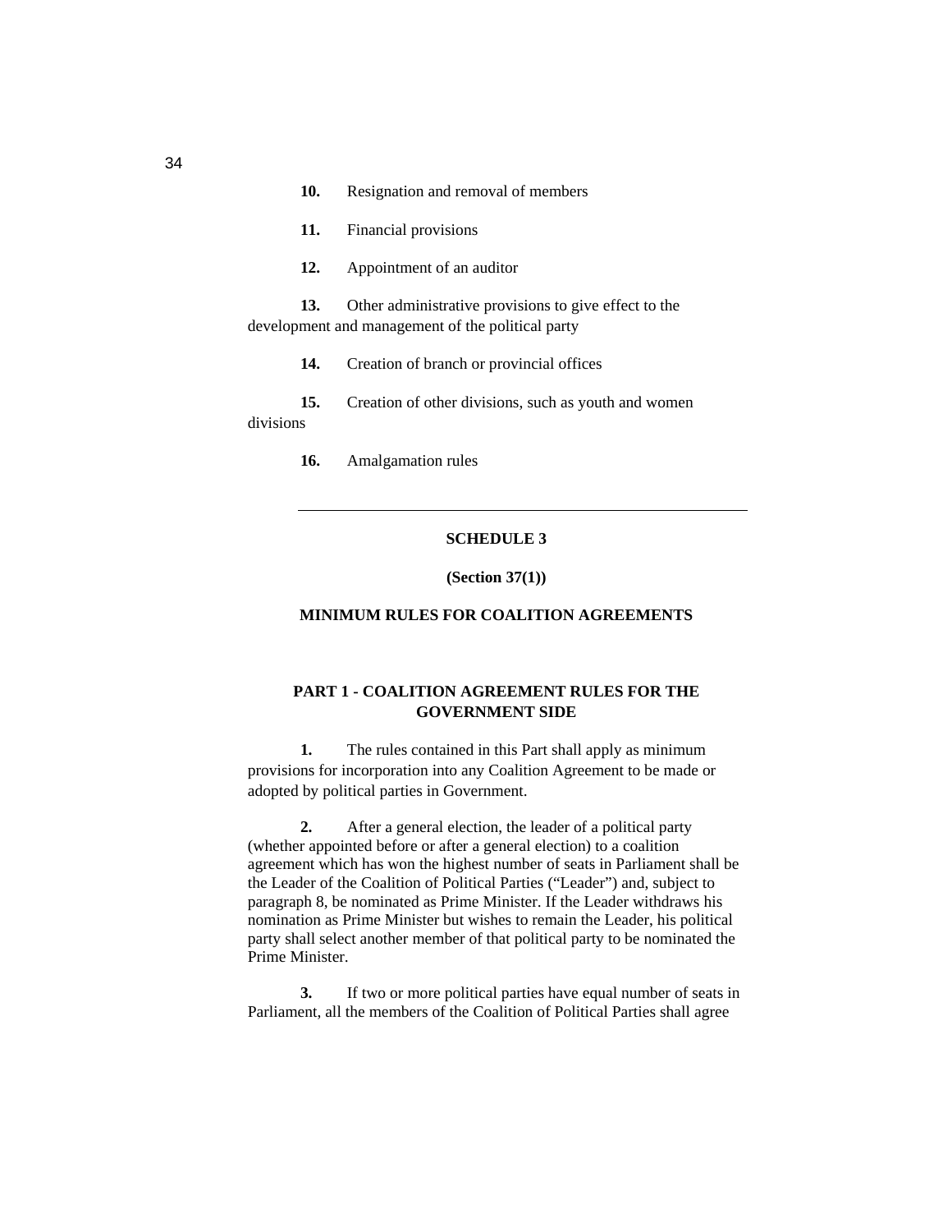**10.** Resignation and removal of members

**11.** Financial provisions

**12.** Appointment of an auditor

**13.** Other administrative provisions to give effect to the development and management of the political party

**14.** Creation of branch or provincial offices

**15.** Creation of other divisions, such as youth and women divisions

**16.** Amalgamation rules

---

## SCHEDULE 3

**(Section 37(1))**

## MINIMUM RULES FOR COALITION AGREEMENTS

### PART 1 - COALITION AGREEMENT RULES FOR THE GOVERNMENT SIDE

**1.** The rules contained in this Part shall apply as minimum provisions for incorporation into any Coalition Agreement to be made or adopted by political parties in Government.

**2.** After a general election, the leader of a political party (whether appointed before or after a general election) to a coalition agreement which has won the highest number of seats in Parliament shall be the Leader of the Coalition of Political Parties ("Leader") and, subject to paragraph 8, be nominated as Prime Minister. If the Leader withdraws his nomination as Prime Minister but wishes to remain the Leader, his political party shall select another member of that political party to be nominated the Prime Minister.

**3.** If two or more political parties have equal number of seats in Parliament, all the members of the Coalition of Political Parties shall agree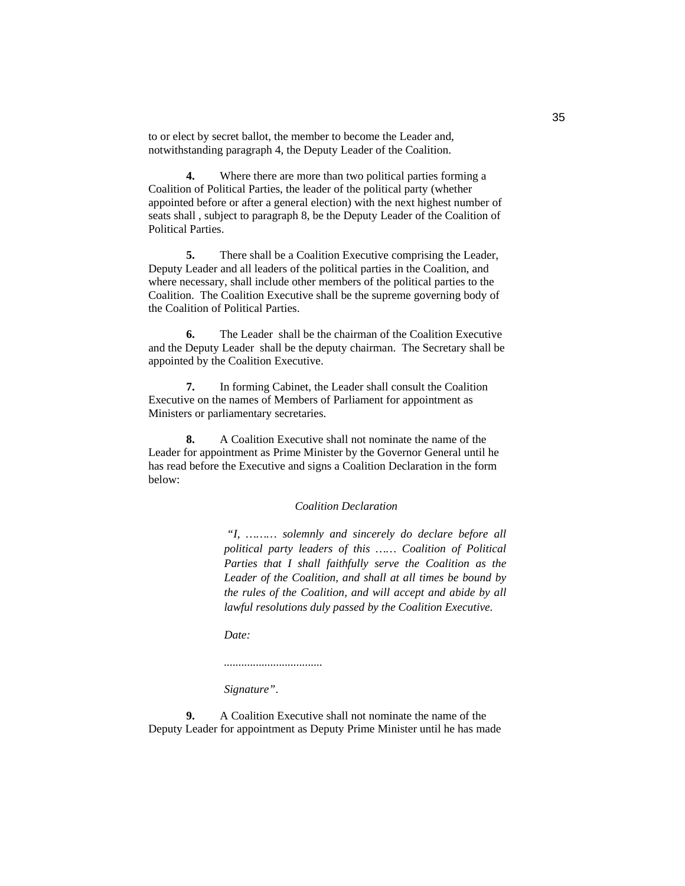to or elect by secret ballot, the member to become the Leader and, notwithstanding paragraph 4, the Deputy Leader of the Coalition.

**4.** Where there are more than two political parties forming a Coalition of Political Parties, the leader of the political party (whether appointed before or after a general election) with the next highest number of seats shall , subject to paragraph 8, be the Deputy Leader of the Coalition of Political Parties.

**5.** There shall be a Coalition Executive comprising the Leader, Deputy Leader and all leaders of the political parties in the Coalition, and where necessary, shall include other members of the political parties to the Coalition. The Coalition Executive shall be the supreme governing body of the Coalition of Political Parties.

**6.** The Leader shall be the chairman of the Coalition Executive and the Deputy Leader shall be the deputy chairman. The Secretary shall be appointed by the Coalition Executive.

**7.** In forming Cabinet, the Leader shall consult the Coalition Executive on the names of Members of Parliament for appointment as Ministers or parliamentary secretaries.

**8.** A Coalition Executive shall not nominate the name of the Leader for appointment as Prime Minister by the Governor General until he has read before the Executive and signs a Coalition Declaration in the form below:

*Coalition Declaration*

> *"I, ……… solemnly and sincerely do declare before all political party leaders of this …… Coalition of Political Parties that I shall faithfully serve the Coalition as the Leader of the Coalition, and shall at all times be bound by the rules of the Coalition, and will accept and abide by all lawful resolutions duly passed by the Coalition Executive.*
>
> *Date:*
>
> .................................
>
> *Signature".*

**9.** A Coalition Executive shall not nominate the name of the Deputy Leader for appointment as Deputy Prime Minister until he has made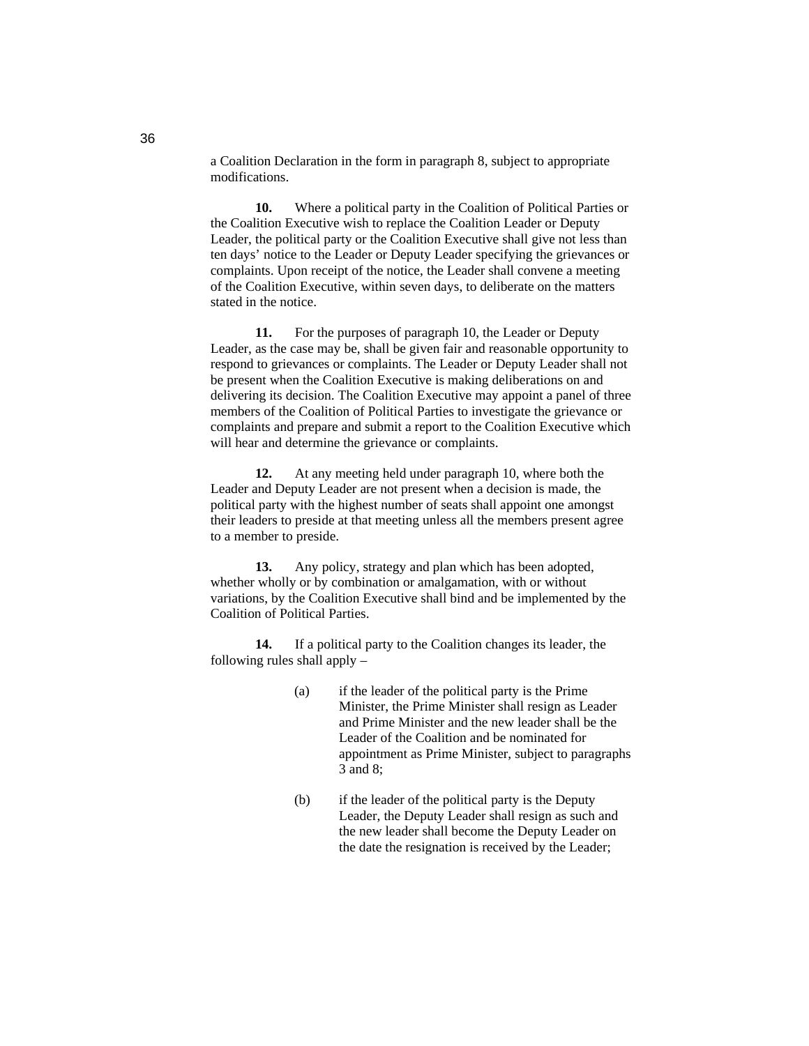a Coalition Declaration in the form in paragraph 8, subject to appropriate modifications.

**10.** Where a political party in the Coalition of Political Parties or the Coalition Executive wish to replace the Coalition Leader or Deputy Leader, the political party or the Coalition Executive shall give not less than ten days' notice to the Leader or Deputy Leader specifying the grievances or complaints. Upon receipt of the notice, the Leader shall convene a meeting of the Coalition Executive, within seven days, to deliberate on the matters stated in the notice.

**11.** For the purposes of paragraph 10, the Leader or Deputy Leader, as the case may be, shall be given fair and reasonable opportunity to respond to grievances or complaints. The Leader or Deputy Leader shall not be present when the Coalition Executive is making deliberations on and delivering its decision. The Coalition Executive may appoint a panel of three members of the Coalition of Political Parties to investigate the grievance or complaints and prepare and submit a report to the Coalition Executive which will hear and determine the grievance or complaints.

**12.** At any meeting held under paragraph 10, where both the Leader and Deputy Leader are not present when a decision is made, the political party with the highest number of seats shall appoint one amongst their leaders to preside at that meeting unless all the members present agree to a member to preside.

**13.** Any policy, strategy and plan which has been adopted, whether wholly or by combination or amalgamation, with or without variations, by the Coalition Executive shall bind and be implemented by the Coalition of Political Parties.

**14.** If a political party to the Coalition changes its leader, the following rules shall apply –

(a) if the leader of the political party is the Prime Minister, the Prime Minister shall resign as Leader and Prime Minister and the new leader shall be the Leader of the Coalition and be nominated for appointment as Prime Minister, subject to paragraphs 3 and 8;

(b) if the leader of the political party is the Deputy Leader, the Deputy Leader shall resign as such and the new leader shall become the Deputy Leader on the date the resignation is received by the Leader;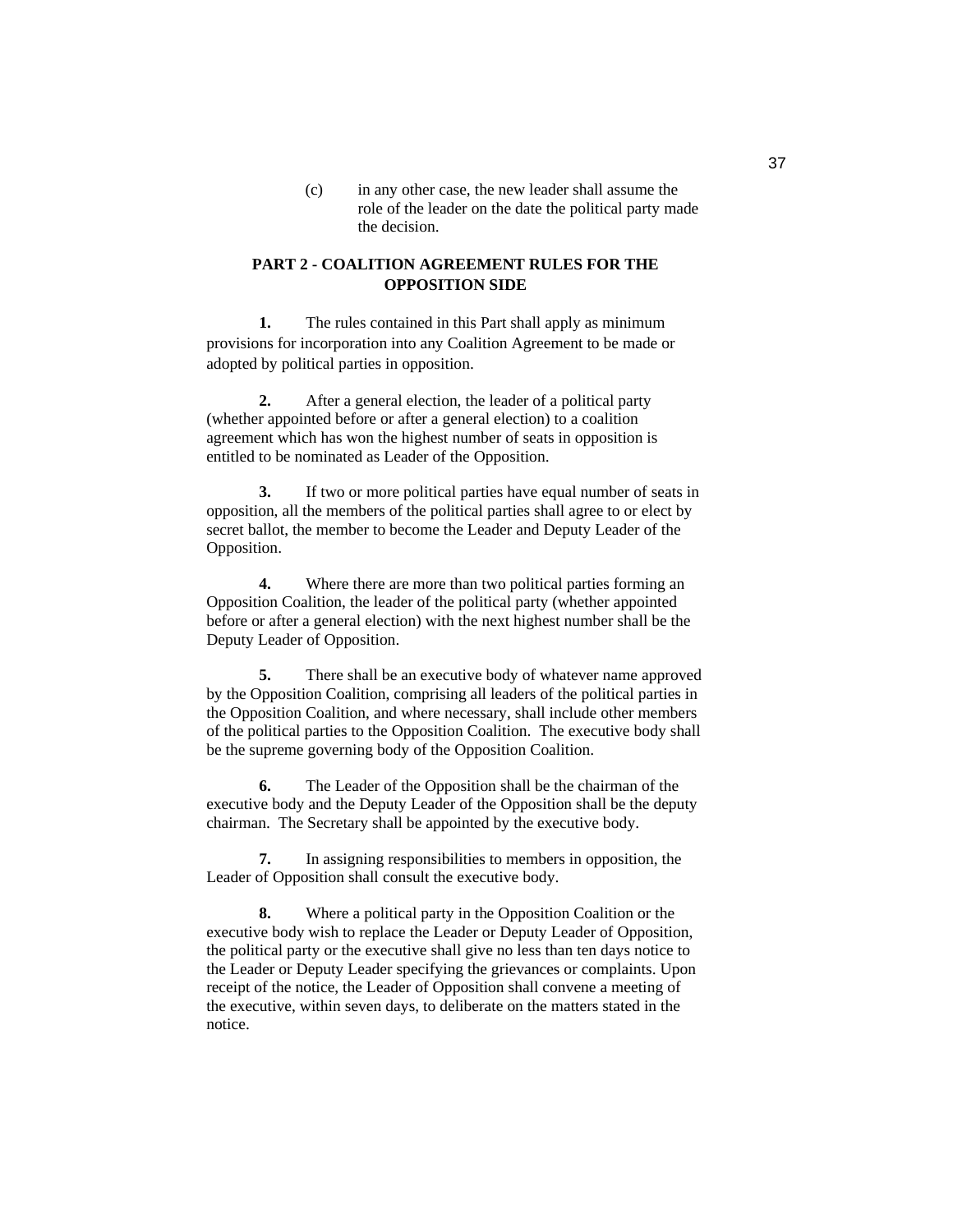(c) in any other case, the new leader shall assume the role of the leader on the date the political party made the decision.

## PART 2 - COALITION AGREEMENT RULES FOR THE OPPOSITION SIDE

**1.** The rules contained in this Part shall apply as minimum provisions for incorporation into any Coalition Agreement to be made or adopted by political parties in opposition.

**2.** After a general election, the leader of a political party (whether appointed before or after a general election) to a coalition agreement which has won the highest number of seats in opposition is entitled to be nominated as Leader of the Opposition.

**3.** If two or more political parties have equal number of seats in opposition, all the members of the political parties shall agree to or elect by secret ballot, the member to become the Leader and Deputy Leader of the Opposition.

**4.** Where there are more than two political parties forming an Opposition Coalition, the leader of the political party (whether appointed before or after a general election) with the next highest number shall be the Deputy Leader of Opposition.

**5.** There shall be an executive body of whatever name approved by the Opposition Coalition, comprising all leaders of the political parties in the Opposition Coalition, and where necessary, shall include other members of the political parties to the Opposition Coalition. The executive body shall be the supreme governing body of the Opposition Coalition.

**6.** The Leader of the Opposition shall be the chairman of the executive body and the Deputy Leader of the Opposition shall be the deputy chairman. The Secretary shall be appointed by the executive body.

**7.** In assigning responsibilities to members in opposition, the Leader of Opposition shall consult the executive body.

**8.** Where a political party in the Opposition Coalition or the executive body wish to replace the Leader or Deputy Leader of Opposition, the political party or the executive shall give no less than ten days notice to the Leader or Deputy Leader specifying the grievances or complaints. Upon receipt of the notice, the Leader of Opposition shall convene a meeting of the executive, within seven days, to deliberate on the matters stated in the notice.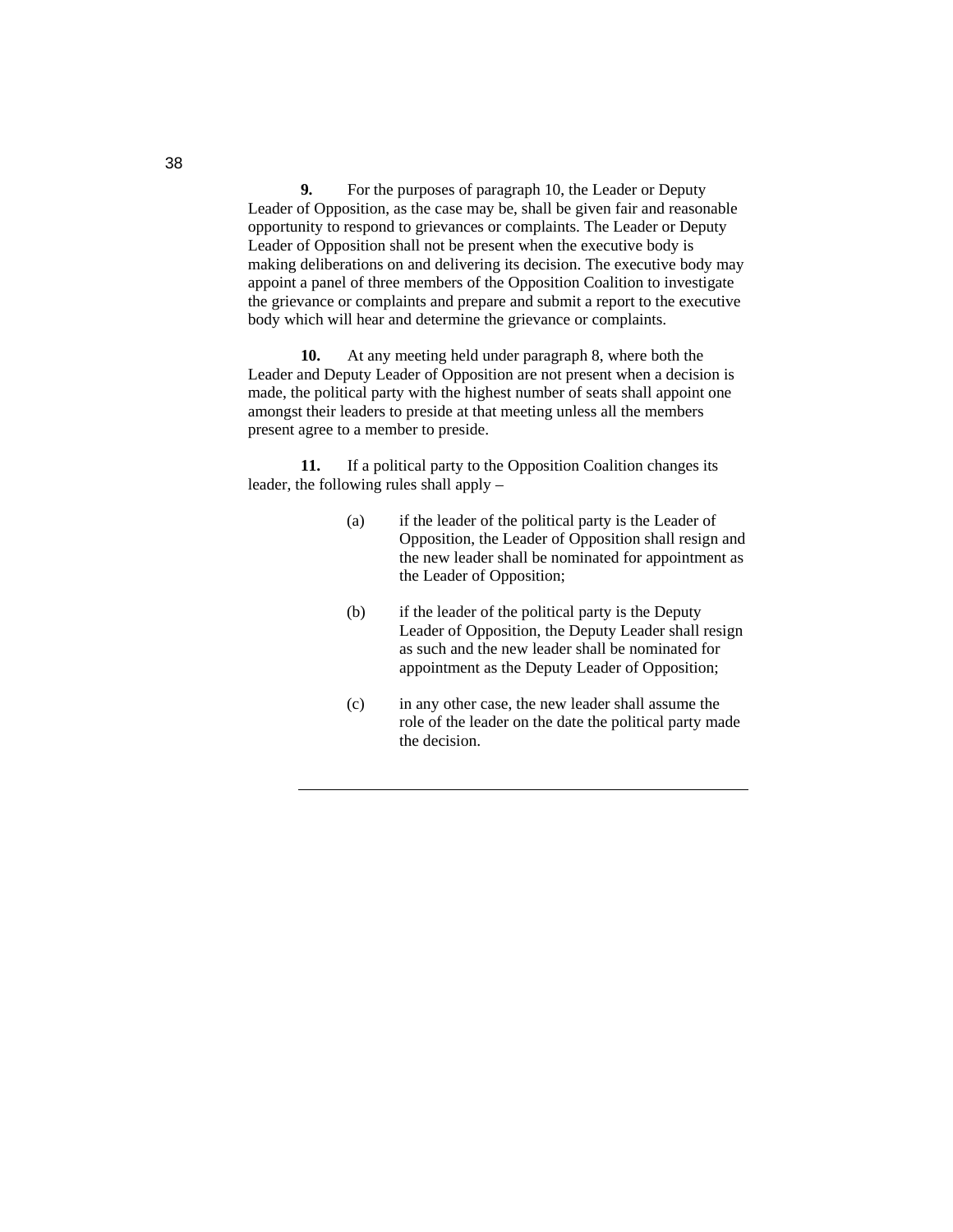**9.** For the purposes of paragraph 10, the Leader or Deputy Leader of Opposition, as the case may be, shall be given fair and reasonable opportunity to respond to grievances or complaints. The Leader or Deputy Leader of Opposition shall not be present when the executive body is making deliberations on and delivering its decision. The executive body may appoint a panel of three members of the Opposition Coalition to investigate the grievance or complaints and prepare and submit a report to the executive body which will hear and determine the grievance or complaints.

**10.** At any meeting held under paragraph 8, where both the Leader and Deputy Leader of Opposition are not present when a decision is made, the political party with the highest number of seats shall appoint one amongst their leaders to preside at that meeting unless all the members present agree to a member to preside.

**11.** If a political party to the Opposition Coalition changes its leader, the following rules shall apply –

(a) if the leader of the political party is the Leader of Opposition, the Leader of Opposition shall resign and the new leader shall be nominated for appointment as the Leader of Opposition;

(b) if the leader of the political party is the Deputy Leader of Opposition, the Deputy Leader shall resign as such and the new leader shall be nominated for appointment as the Deputy Leader of Opposition;

(c) in any other case, the new leader shall assume the role of the leader on the date the political party made the decision.

---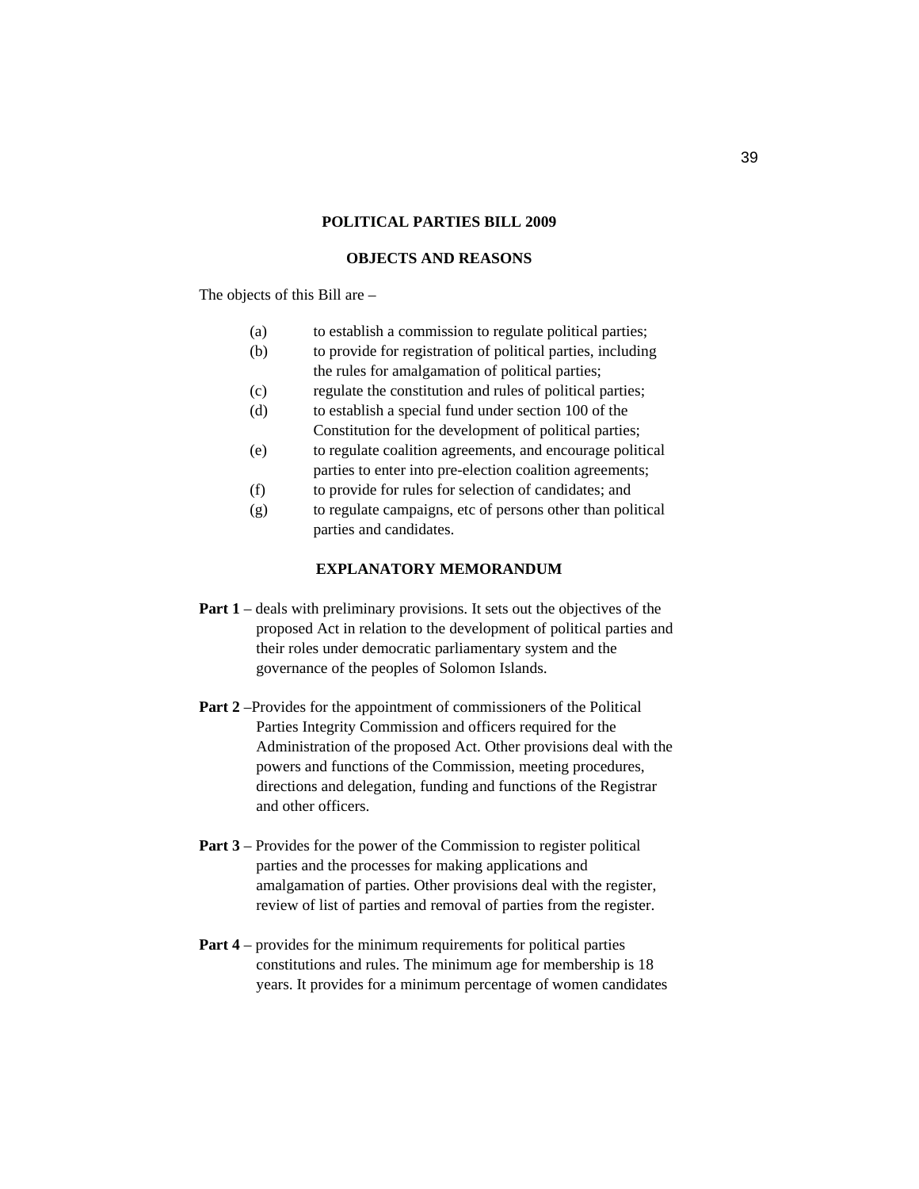## POLITICAL PARTIES BILL 2009

### OBJECTS AND REASONS

The objects of this Bill are –

(a) to establish a commission to regulate political parties;

(b) to provide for registration of political parties, including the rules for amalgamation of political parties;

(c) regulate the constitution and rules of political parties;

(d) to establish a special fund under section 100 of the Constitution for the development of political parties;

(e) to regulate coalition agreements, and encourage political parties to enter into pre-election coalition agreements;

(f) to provide for rules for selection of candidates; and

(g) to regulate campaigns, etc of persons other than political parties and candidates.

### EXPLANATORY MEMORANDUM

**Part 1** – deals with preliminary provisions. It sets out the objectives of the proposed Act in relation to the development of political parties and their roles under democratic parliamentary system and the governance of the peoples of Solomon Islands.

**Part 2** –Provides for the appointment of commissioners of the Political Parties Integrity Commission and officers required for the Administration of the proposed Act. Other provisions deal with the powers and functions of the Commission, meeting procedures, directions and delegation, funding and functions of the Registrar and other officers.

**Part 3** – Provides for the power of the Commission to register political parties and the processes for making applications and amalgamation of parties. Other provisions deal with the register, review of list of parties and removal of parties from the register.

**Part 4** – provides for the minimum requirements for political parties constitutions and rules. The minimum age for membership is 18 years. It provides for a minimum percentage of women candidates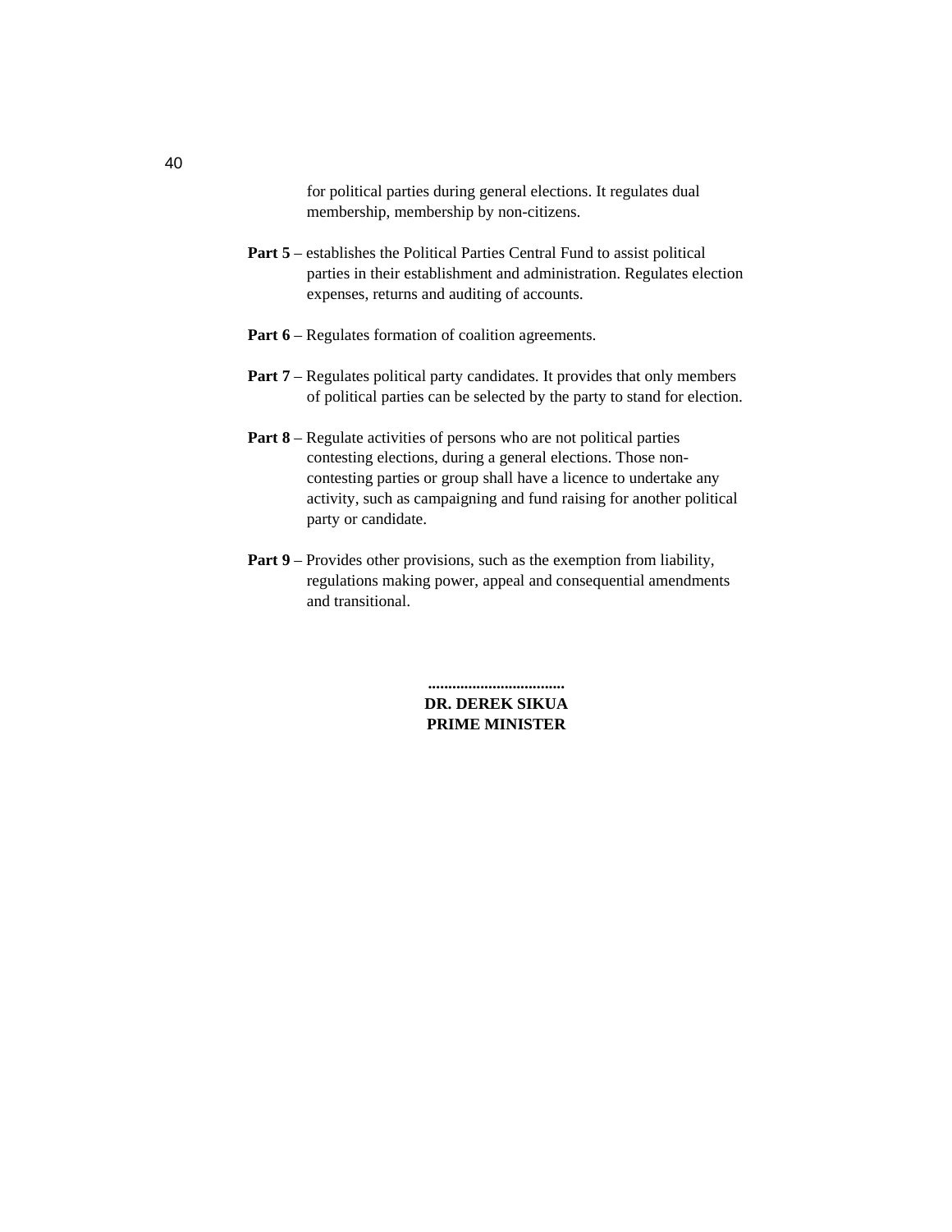for political parties during general elections. It regulates dual membership, membership by non-citizens.

**Part 5** – establishes the Political Parties Central Fund to assist political parties in their establishment and administration. Regulates election expenses, returns and auditing of accounts.

**Part 6** – Regulates formation of coalition agreements.

**Part 7** – Regulates political party candidates. It provides that only members of political parties can be selected by the party to stand for election.

**Part 8** – Regulate activities of persons who are not political parties contesting elections, during a general elections. Those non-contesting parties or group shall have a licence to undertake any activity, such as campaigning and fund raising for another political party or candidate.

**Part 9** – Provides other provisions, such as the exemption from liability, regulations making power, appeal and consequential amendments and transitional.

**..................................**
**DR. DEREK SIKUA**
**PRIME MINISTER**